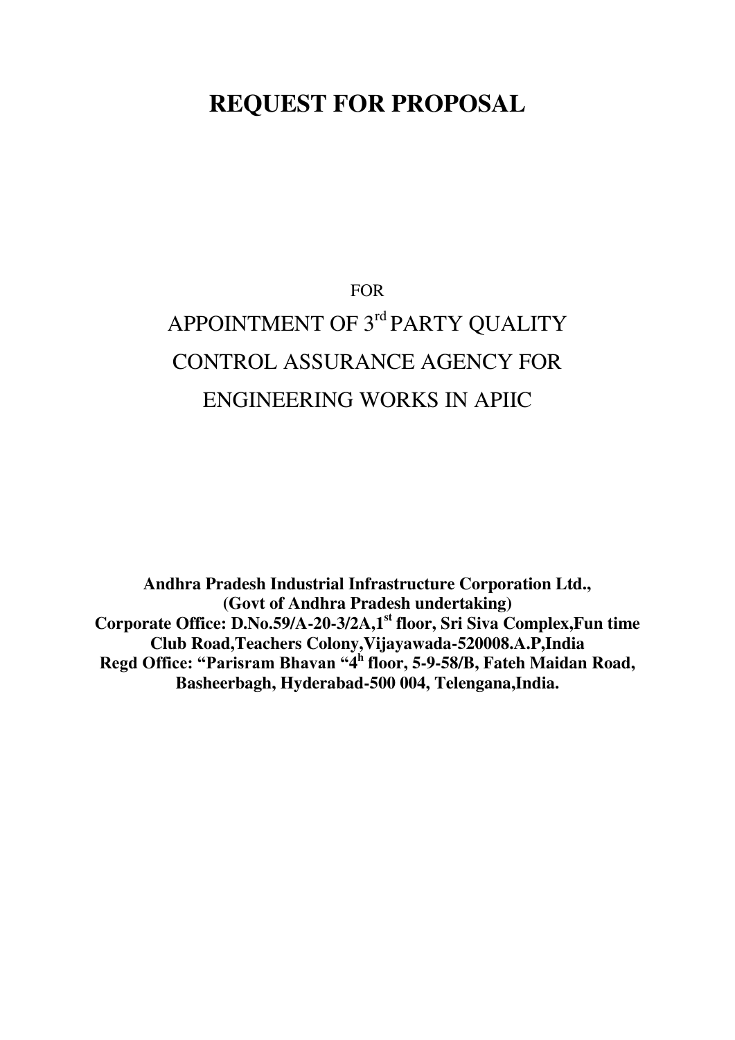# REQUEST FOR PROPOSAL

FOR

## APPOINTMENT OF 3rd PARTY QUALITY CONTROL ASSURANCE AGENCY FOR ENGINEERING WORKS IN APIIC

**Andhra Pradesh Industrial Infrastructure Corporation Ltd.,**
**(Govt of Andhra Pradesh undertaking)**
**Corporate Office: D.No.59/A-20-3/2A,1st floor, Sri Siva Complex,Fun time Club Road,Teachers Colony,Vijayawada-520008.A.P,India**
**Regd Office: "Parisram Bhavan "4h floor, 5-9-58/B, Fateh Maidan Road, Basheerbagh, Hyderabad-500 004, Telengana,India.**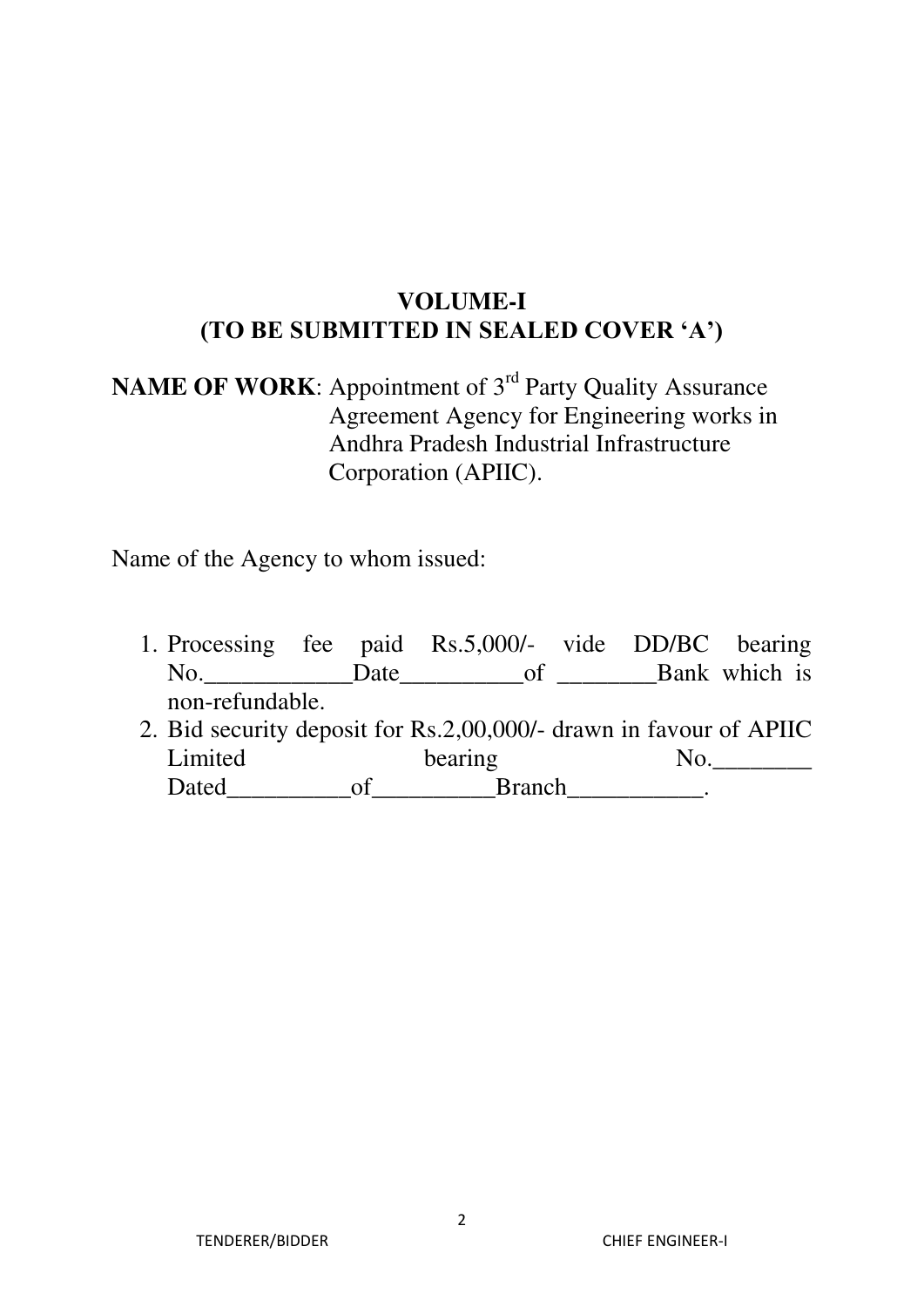# VOLUME-I
## (TO BE SUBMITTED IN SEALED COVER 'A')

**NAME OF WORK**: Appointment of 3rd Party Quality Assurance Agreement Agency for Engineering works in Andhra Pradesh Industrial Infrastructure Corporation (APIIC).

Name of the Agency to whom issued:

1. Processing fee paid Rs.5,000/- vide DD/BC bearing No.____________Date__________of ________Bank which is non-refundable.
2. Bid security deposit for Rs.2,00,000/- drawn in favour of APIIC Limited bearing No.________ Dated__________of__________Branch___________.

TENDERER/BIDDER CHIEF ENGINEER-I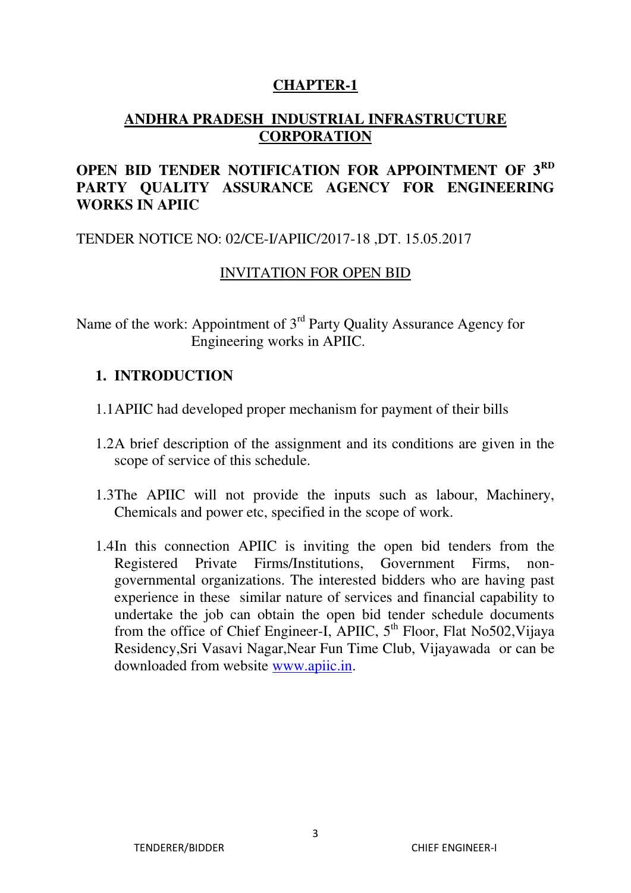# CHAPTER-1

## ANDHRA PRADESH INDUSTRIAL INFRASTRUCTURE CORPORATION

## OPEN BID TENDER NOTIFICATION FOR APPOINTMENT OF 3[RD] PARTY QUALITY ASSURANCE AGENCY FOR ENGINEERING WORKS IN APIIC

TENDER NOTICE NO: 02/CE-I/APIIC/2017-18 ,DT. 15.05.2017

INVITATION FOR OPEN BID

Name of the work: Appointment of 3[rd] Party Quality Assurance Agency for Engineering works in APIIC.

### 1. INTRODUCTION

1.1 APIIC had developed proper mechanism for payment of their bills

1.2 A brief description of the assignment and its conditions are given in the scope of service of this schedule.

1.3 The APIIC will not provide the inputs such as labour, Machinery, Chemicals and power etc, specified in the scope of work.

1.4 In this connection APIIC is inviting the open bid tenders from the Registered Private Firms/Institutions, Government Firms, non-governmental organizations. The interested bidders who are having past experience in these similar nature of services and financial capability to undertake the job can obtain the open bid tender schedule documents from the office of Chief Engineer-I, APIIC, 5[th] Floor, Flat No502,Vijaya Residency,Sri Vasavi Nagar,Near Fun Time Club, Vijayawada or can be downloaded from website www.apiic.in.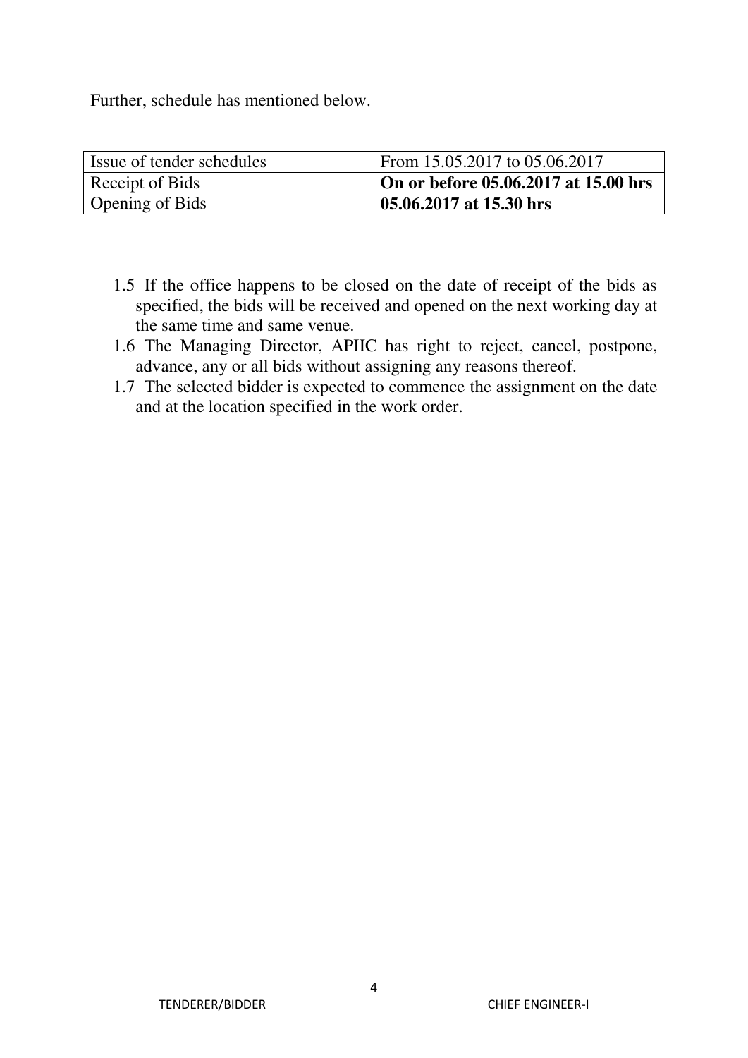Further, schedule has mentioned below.

| Issue of tender schedules | From 15.05.2017 to 05.06.2017 |
|---|---|
| Receipt of Bids | **On or before 05.06.2017 at 15.00 hrs** |
| Opening of Bids | **05.06.2017 at 15.30 hrs** |

1.5 If the office happens to be closed on the date of receipt of the bids as specified, the bids will be received and opened on the next working day at the same time and same venue.

1.6 The Managing Director, APIIC has right to reject, cancel, postpone, advance, any or all bids without assigning any reasons thereof.

1.7 The selected bidder is expected to commence the assignment on the date and at the location specified in the work order.

TENDERER/BIDDER CHIEF ENGINEER-I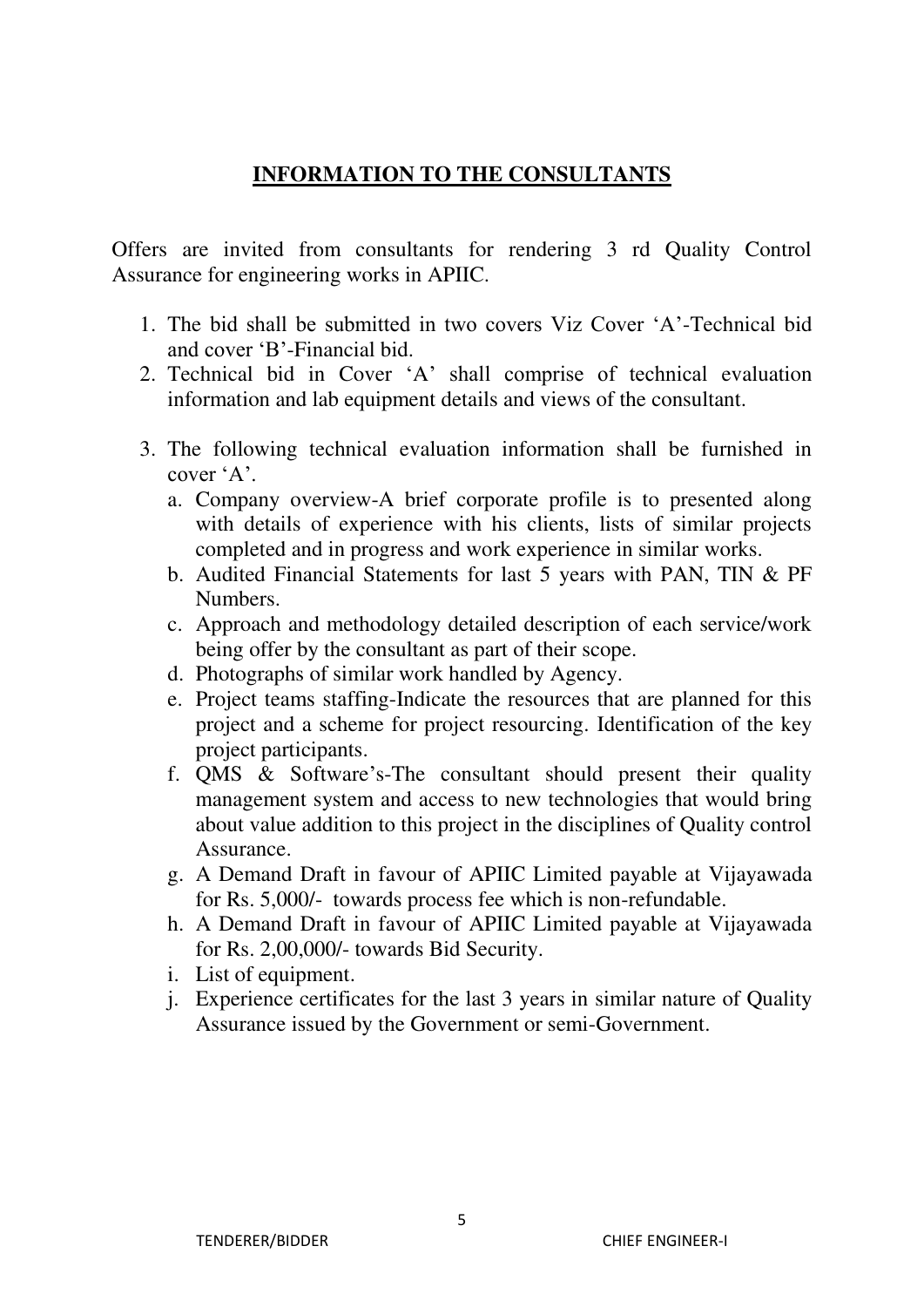## INFORMATION TO THE CONSULTANTS

Offers are invited from consultants for rendering 3 rd Quality Control Assurance for engineering works in APIIC.

1. The bid shall be submitted in two covers Viz Cover 'A'-Technical bid and cover 'B'-Financial bid.
2. Technical bid in Cover 'A' shall comprise of technical evaluation information and lab equipment details and views of the consultant.
3. The following technical evaluation information shall be furnished in cover 'A'.
   a. Company overview-A brief corporate profile is to presented along with details of experience with his clients, lists of similar projects completed and in progress and work experience in similar works.
   b. Audited Financial Statements for last 5 years with PAN, TIN & PF Numbers.
   c. Approach and methodology detailed description of each service/work being offer by the consultant as part of their scope.
   d. Photographs of similar work handled by Agency.
   e. Project teams staffing-Indicate the resources that are planned for this project and a scheme for project resourcing. Identification of the key project participants.
   f. QMS & Software's-The consultant should present their quality management system and access to new technologies that would bring about value addition to this project in the disciplines of Quality control Assurance.
   g. A Demand Draft in favour of APIIC Limited payable at Vijayawada for Rs. 5,000/- towards process fee which is non-refundable.
   h. A Demand Draft in favour of APIIC Limited payable at Vijayawada for Rs. 2,00,000/- towards Bid Security.
   i. List of equipment.
   j. Experience certificates for the last 3 years in similar nature of Quality Assurance issued by the Government or semi-Government.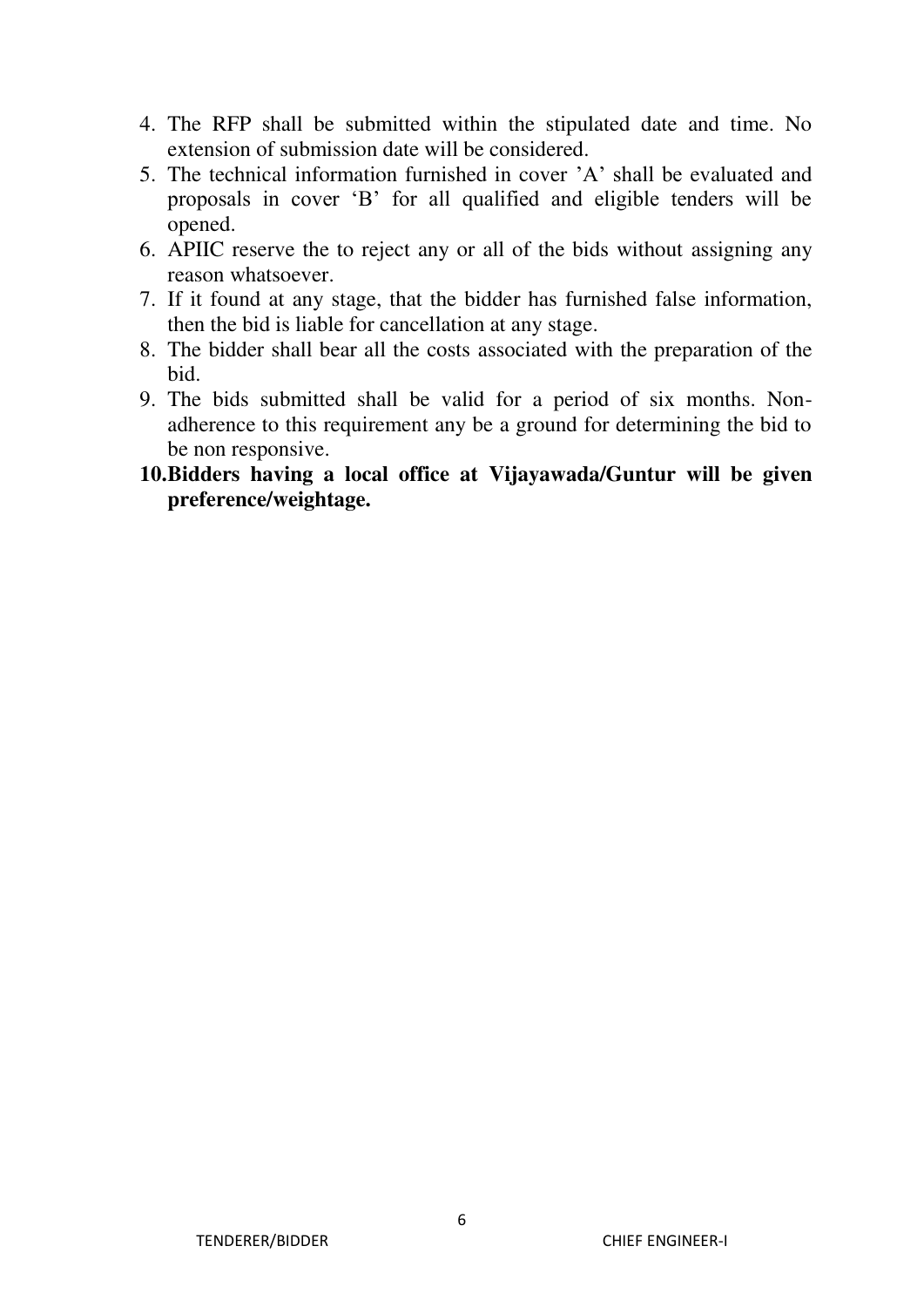4. The RFP shall be submitted within the stipulated date and time. No extension of submission date will be considered.
5. The technical information furnished in cover 'A' shall be evaluated and proposals in cover 'B' for all qualified and eligible tenders will be opened.
6. APIIC reserve the to reject any or all of the bids without assigning any reason whatsoever.
7. If it found at any stage, that the bidder has furnished false information, then the bid is liable for cancellation at any stage.
8. The bidder shall bear all the costs associated with the preparation of the bid.
9. The bids submitted shall be valid for a period of six months. Non-adherence to this requirement any be a ground for determining the bid to be non responsive.
10. **Bidders having a local office at Vijayawada/Guntur will be given preference/weightage.**

TENDERER/BIDDER CHIEF ENGINEER-I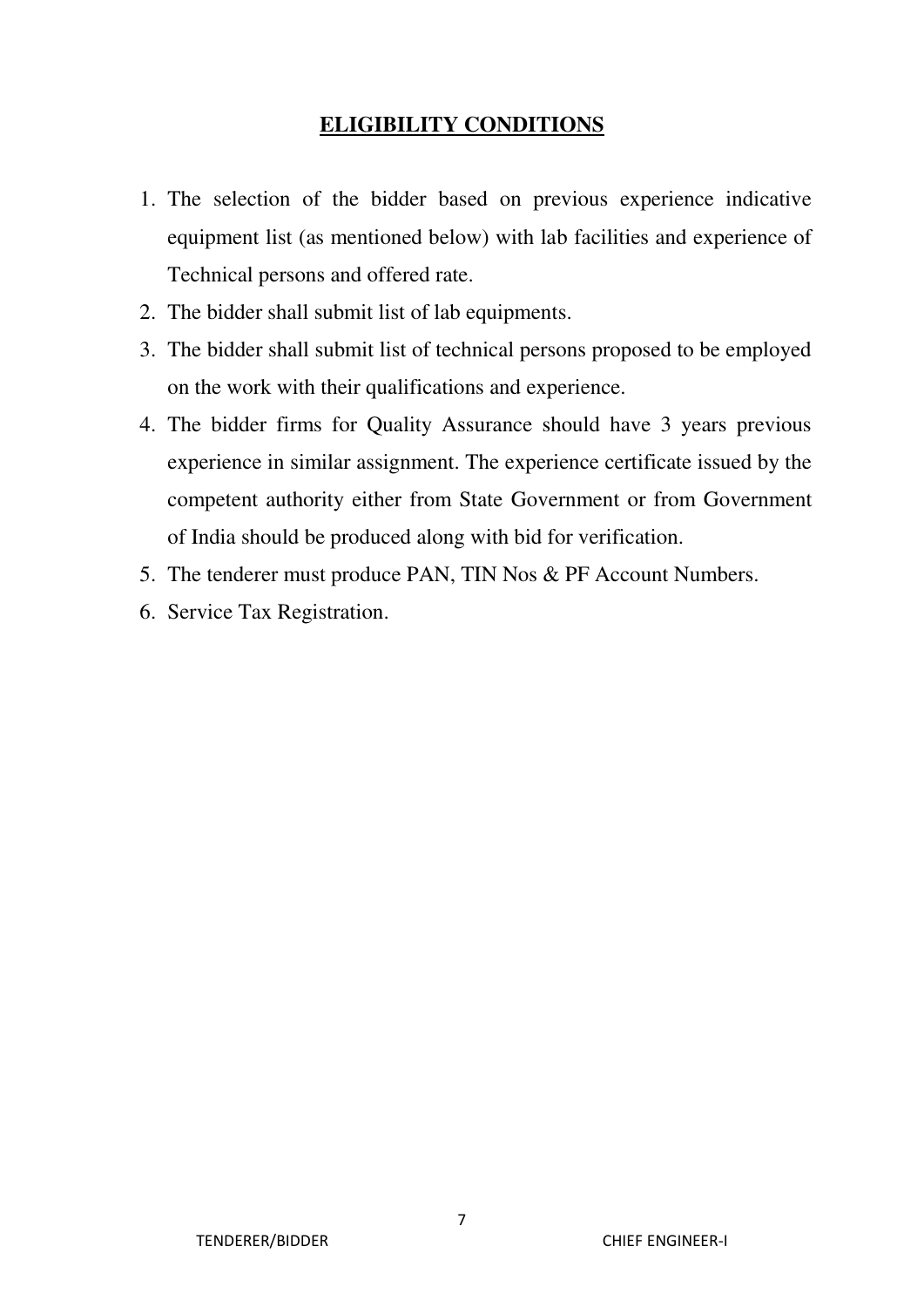# ELIGIBILITY CONDITIONS

1. The selection of the bidder based on previous experience indicative equipment list (as mentioned below) with lab facilities and experience of Technical persons and offered rate.
2. The bidder shall submit list of lab equipments.
3. The bidder shall submit list of technical persons proposed to be employed on the work with their qualifications and experience.
4. The bidder firms for Quality Assurance should have 3 years previous experience in similar assignment. The experience certificate issued by the competent authority either from State Government or from Government of India should be produced along with bid for verification.
5. The tenderer must produce PAN, TIN Nos & PF Account Numbers.
6. Service Tax Registration.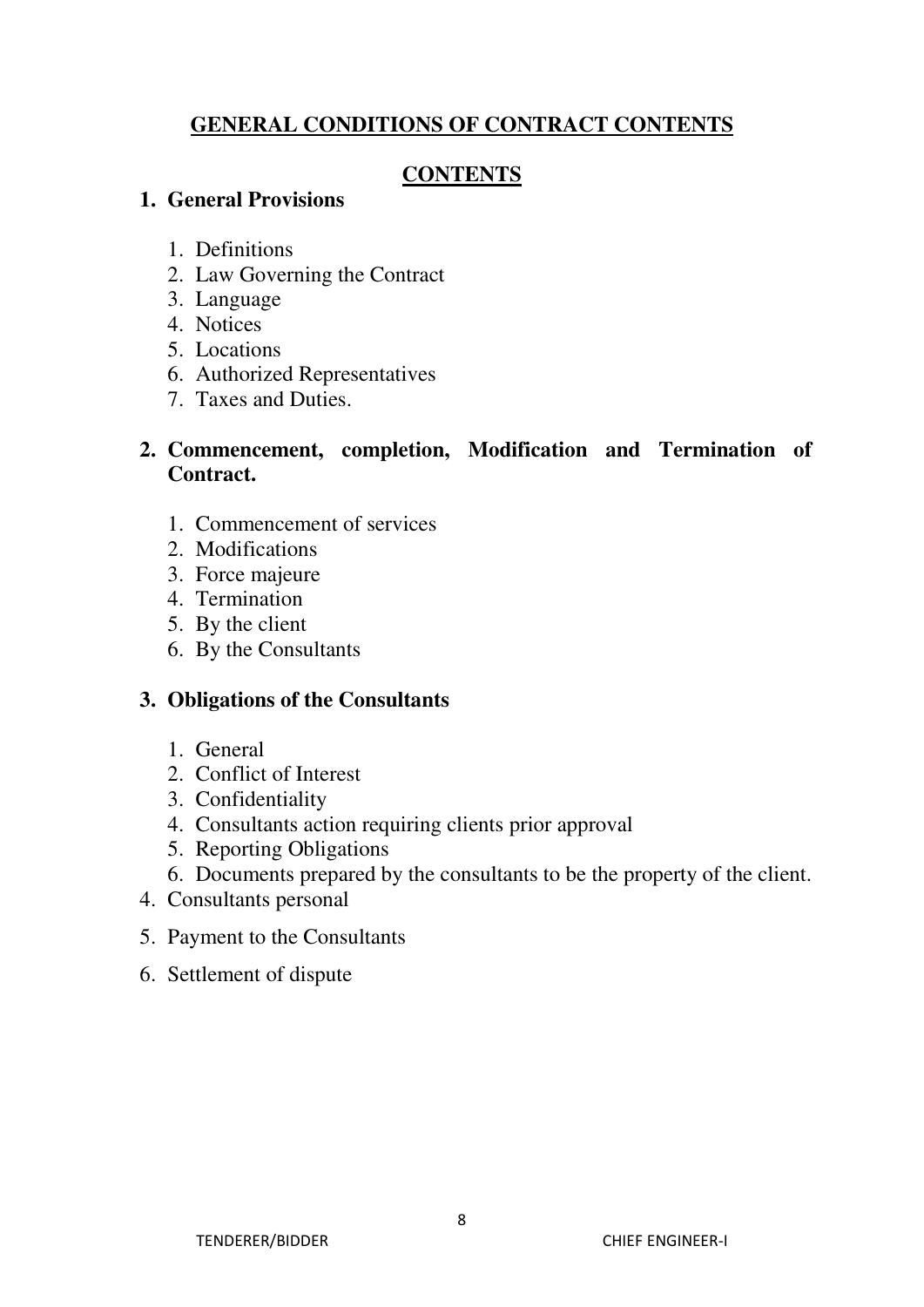## GENERAL CONDITIONS OF CONTRACT CONTENTS

## CONTENTS

1. **General Provisions**

    1. Definitions
    2. Law Governing the Contract
    3. Language
    4. Notices
    5. Locations
    6. Authorized Representatives
    7. Taxes and Duties.

2. **Commencement, completion, Modification and Termination of Contract.**

    1. Commencement of services
    2. Modifications
    3. Force majeure
    4. Termination
    5. By the client
    6. By the Consultants

3. **Obligations of the Consultants**

    1. General
    2. Conflict of Interest
    3. Confidentiality
    4. Consultants action requiring clients prior approval
    5. Reporting Obligations
    6. Documents prepared by the consultants to be the property of the client.

4. Consultants personal

5. Payment to the Consultants

6. Settlement of dispute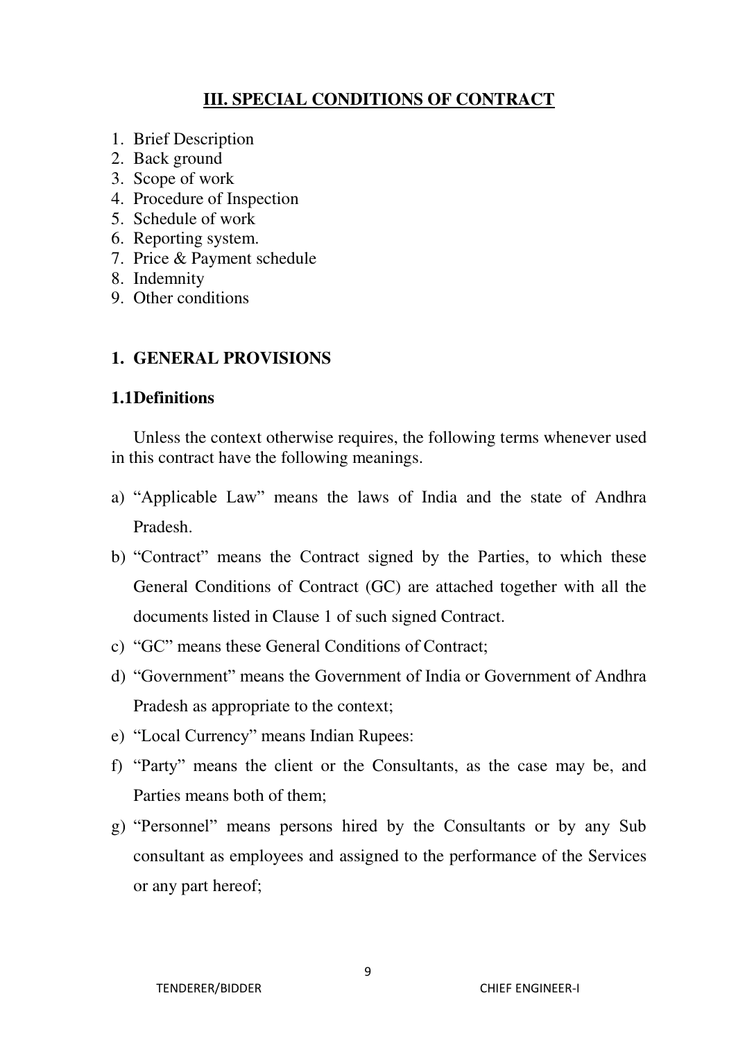## III. SPECIAL CONDITIONS OF CONTRACT

1. Brief Description
2. Back ground
3. Scope of work
4. Procedure of Inspection
5. Schedule of work
6. Reporting system.
7. Price & Payment schedule
8. Indemnity
9. Other conditions

### 1. GENERAL PROVISIONS

#### 1.1Definitions

Unless the context otherwise requires, the following terms whenever used in this contract have the following meanings.

a) "Applicable Law" means the laws of India and the state of Andhra Pradesh.
b) "Contract" means the Contract signed by the Parties, to which these General Conditions of Contract (GC) are attached together with all the documents listed in Clause 1 of such signed Contract.
c) "GC" means these General Conditions of Contract;
d) "Government" means the Government of India or Government of Andhra Pradesh as appropriate to the context;
e) "Local Currency" means Indian Rupees:
f) "Party" means the client or the Consultants, as the case may be, and Parties means both of them;
g) "Personnel" means persons hired by the Consultants or by any Sub consultant as employees and assigned to the performance of the Services or any part hereof;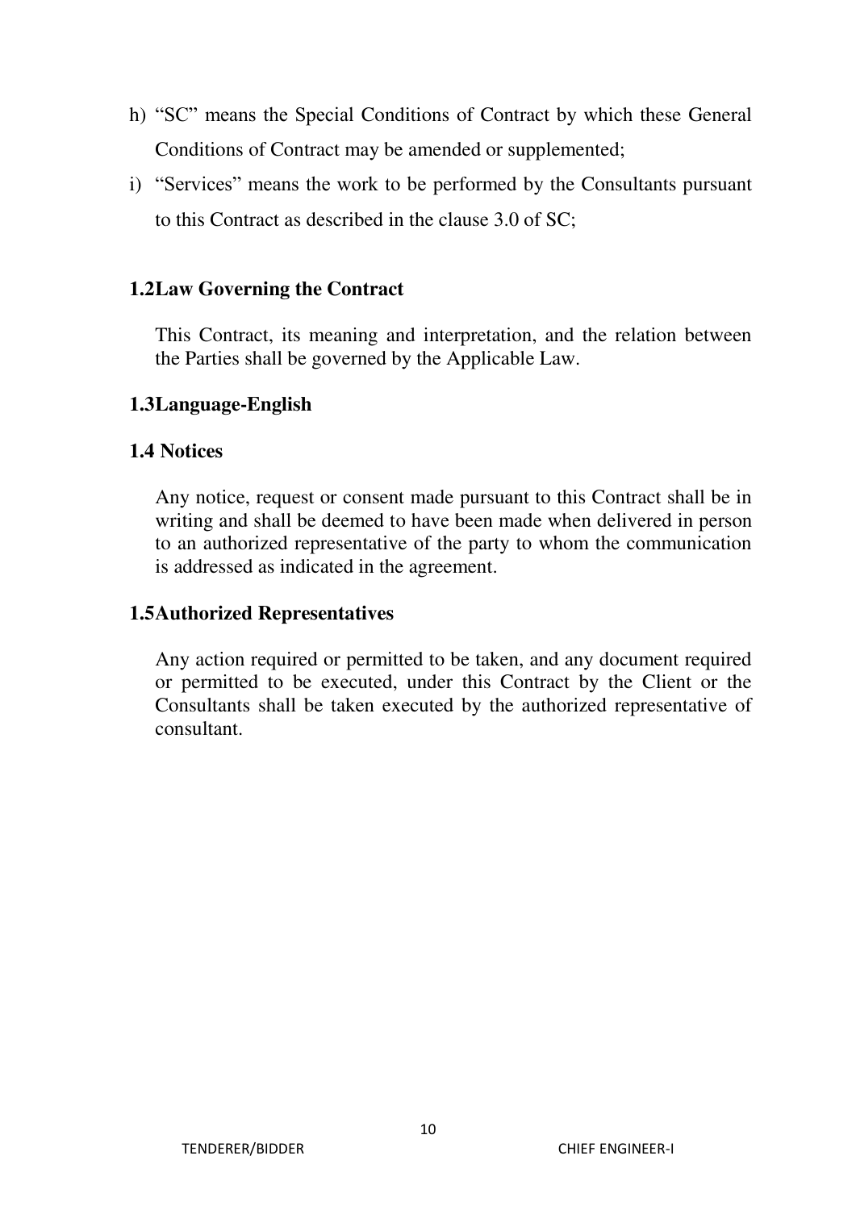h) "SC" means the Special Conditions of Contract by which these General Conditions of Contract may be amended or supplemented;

i) "Services" means the work to be performed by the Consultants pursuant to this Contract as described in the clause 3.0 of SC;

**1.2Law Governing the Contract**

This Contract, its meaning and interpretation, and the relation between the Parties shall be governed by the Applicable Law.

**1.3Language-English**

**1.4 Notices**

Any notice, request or consent made pursuant to this Contract shall be in writing and shall be deemed to have been made when delivered in person to an authorized representative of the party to whom the communication is addressed as indicated in the agreement.

**1.5Authorized Representatives**

Any action required or permitted to be taken, and any document required or permitted to be executed, under this Contract by the Client or the Consultants shall be taken executed by the authorized representative of consultant.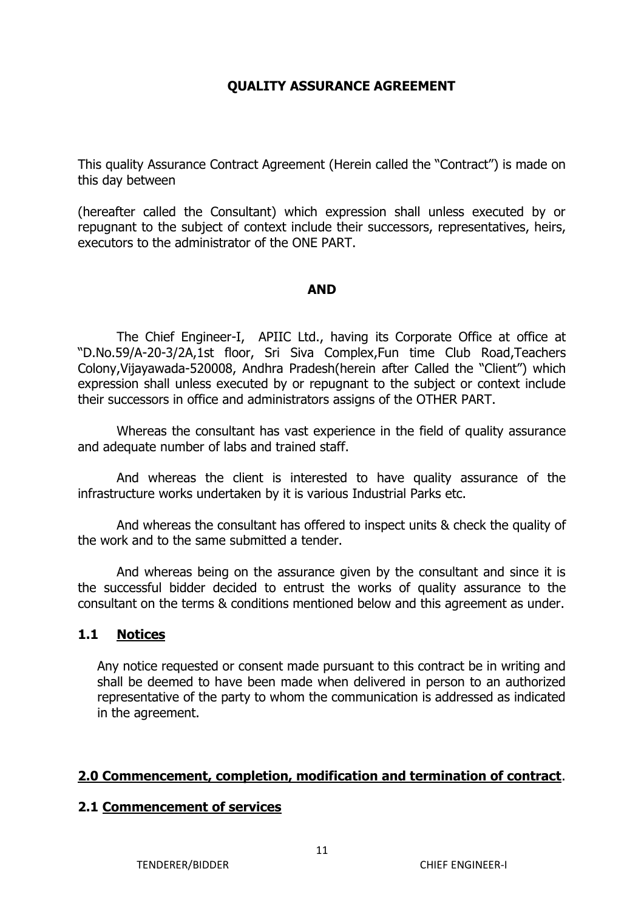## QUALITY ASSURANCE AGREEMENT

This quality Assurance Contract Agreement (Herein called the "Contract") is made on this day between

(hereafter called the Consultant) which expression shall unless executed by or repugnant to the subject of context include their successors, representatives, heirs, executors to the administrator of the ONE PART.

**AND**

The Chief Engineer-I, APIIC Ltd., having its Corporate Office at office at "D.No.59/A-20-3/2A,1st floor, Sri Siva Complex,Fun time Club Road,Teachers Colony,Vijayawada-520008, Andhra Pradesh(herein after Called the "Client") which expression shall unless executed by or repugnant to the subject or context include their successors in office and administrators assigns of the OTHER PART.

Whereas the consultant has vast experience in the field of quality assurance and adequate number of labs and trained staff.

And whereas the client is interested to have quality assurance of the infrastructure works undertaken by it is various Industrial Parks etc.

And whereas the consultant has offered to inspect units & check the quality of the work and to the same submitted a tender.

And whereas being on the assurance given by the consultant and since it is the successful bidder decided to entrust the works of quality assurance to the consultant on the terms & conditions mentioned below and this agreement as under.

### 1.1 Notices

Any notice requested or consent made pursuant to this contract be in writing and shall be deemed to have been made when delivered in person to an authorized representative of the party to whom the communication is addressed as indicated in the agreement.

### 2.0 Commencement, completion, modification and termination of contract.

### 2.1 Commencement of services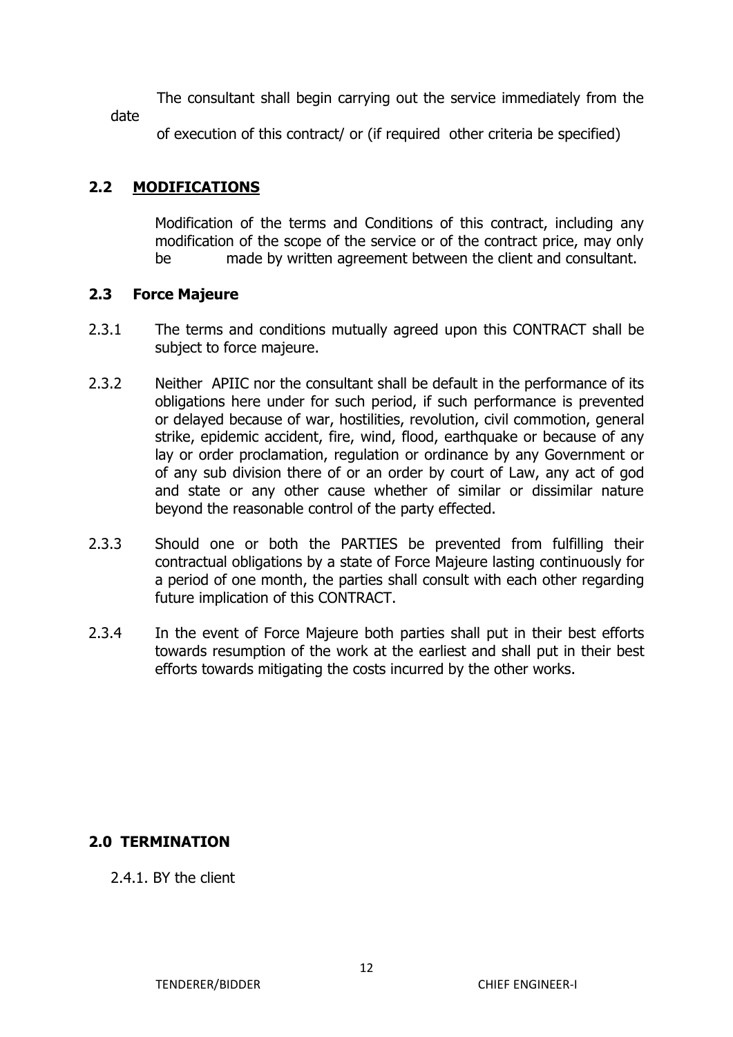The consultant shall begin carrying out the service immediately from the date of execution of this contract/ or (if required other criteria be specified)

## 2.2 MODIFICATIONS

Modification of the terms and Conditions of this contract, including any modification of the scope of the service or of the contract price, may only be made by written agreement between the client and consultant.

## 2.3 Force Majeure

2.3.1 The terms and conditions mutually agreed upon this CONTRACT shall be subject to force majeure.

2.3.2 Neither APIIC nor the consultant shall be default in the performance of its obligations here under for such period, if such performance is prevented or delayed because of war, hostilities, revolution, civil commotion, general strike, epidemic accident, fire, wind, flood, earthquake or because of any lay or order proclamation, regulation or ordinance by any Government or of any sub division there of or an order by court of Law, any act of god and state or any other cause whether of similar or dissimilar nature beyond the reasonable control of the party effected.

2.3.3 Should one or both the PARTIES be prevented from fulfilling their contractual obligations by a state of Force Majeure lasting continuously for a period of one month, the parties shall consult with each other regarding future implication of this CONTRACT.

2.3.4 In the event of Force Majeure both parties shall put in their best efforts towards resumption of the work at the earliest and shall put in their best efforts towards mitigating the costs incurred by the other works.

## 2.0 TERMINATION

2.4.1. BY the client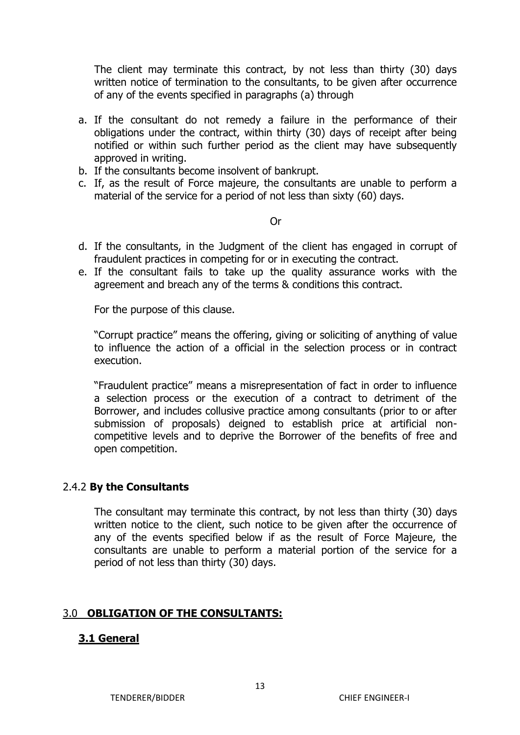The client may terminate this contract, by not less than thirty (30) days written notice of termination to the consultants, to be given after occurrence of any of the events specified in paragraphs (a) through

a. If the consultant do not remedy a failure in the performance of their obligations under the contract, within thirty (30) days of receipt after being notified or within such further period as the client may have subsequently approved in writing.
b. If the consultants become insolvent of bankrupt.
c. If, as the result of Force majeure, the consultants are unable to perform a material of the service for a period of not less than sixty (60) days.

Or

d. If the consultants, in the Judgment of the client has engaged in corrupt of fraudulent practices in competing for or in executing the contract.
e. If the consultant fails to take up the quality assurance works with the agreement and breach any of the terms & conditions this contract.

For the purpose of this clause.

"Corrupt practice" means the offering, giving or soliciting of anything of value to influence the action of a official in the selection process or in contract execution.

"Fraudulent practice" means a misrepresentation of fact in order to influence a selection process or the execution of a contract to detriment of the Borrower, and includes collusive practice among consultants (prior to or after submission of proposals) deigned to establish price at artificial non-competitive levels and to deprive the Borrower of the benefits of free and open competition.

### 2.4.2 **By the Consultants**

The consultant may terminate this contract, by not less than thirty (30) days written notice to the client, such notice to be given after the occurrence of any of the events specified below if as the result of Force Majeure, the consultants are unable to perform a material portion of the service for a period of not less than thirty (30) days.

## 3.0 **OBLIGATION OF THE CONSULTANTS:**

### **3.1 General**

TENDERER/BIDDER CHIEF ENGINEER-I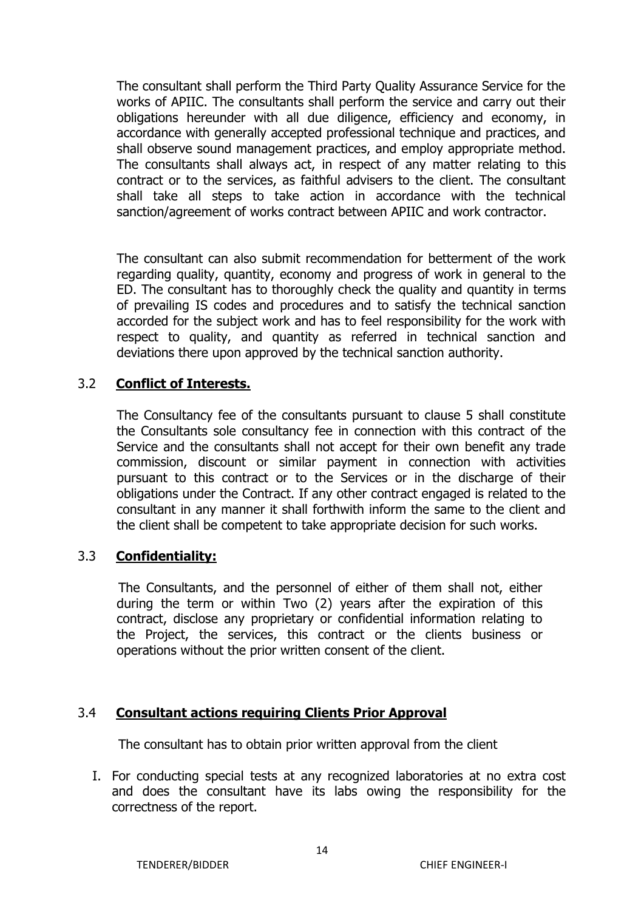The consultant shall perform the Third Party Quality Assurance Service for the works of APIIC. The consultants shall perform the service and carry out their obligations hereunder with all due diligence, efficiency and economy, in accordance with generally accepted professional technique and practices, and shall observe sound management practices, and employ appropriate method. The consultants shall always act, in respect of any matter relating to this contract or to the services, as faithful advisers to the client. The consultant shall take all steps to take action in accordance with the technical sanction/agreement of works contract between APIIC and work contractor.

The consultant can also submit recommendation for betterment of the work regarding quality, quantity, economy and progress of work in general to the ED. The consultant has to thoroughly check the quality and quantity in terms of prevailing IS codes and procedures and to satisfy the technical sanction accorded for the subject work and has to feel responsibility for the work with respect to quality, and quantity as referred in technical sanction and deviations there upon approved by the technical sanction authority.

### 3.2 **Conflict of Interests.**

The Consultancy fee of the consultants pursuant to clause 5 shall constitute the Consultants sole consultancy fee in connection with this contract of the Service and the consultants shall not accept for their own benefit any trade commission, discount or similar payment in connection with activities pursuant to this contract or to the Services or in the discharge of their obligations under the Contract. If any other contract engaged is related to the consultant in any manner it shall forthwith inform the same to the client and the client shall be competent to take appropriate decision for such works.

### 3.3 **Confidentiality:**

The Consultants, and the personnel of either of them shall not, either during the term or within Two (2) years after the expiration of this contract, disclose any proprietary or confidential information relating to the Project, the services, this contract or the clients business or operations without the prior written consent of the client.

### 3.4 **Consultant actions requiring Clients Prior Approval**

The consultant has to obtain prior written approval from the client

I. For conducting special tests at any recognized laboratories at no extra cost and does the consultant have its labs owing the responsibility for the correctness of the report.

TENDERER/BIDDER CHIEF ENGINEER-I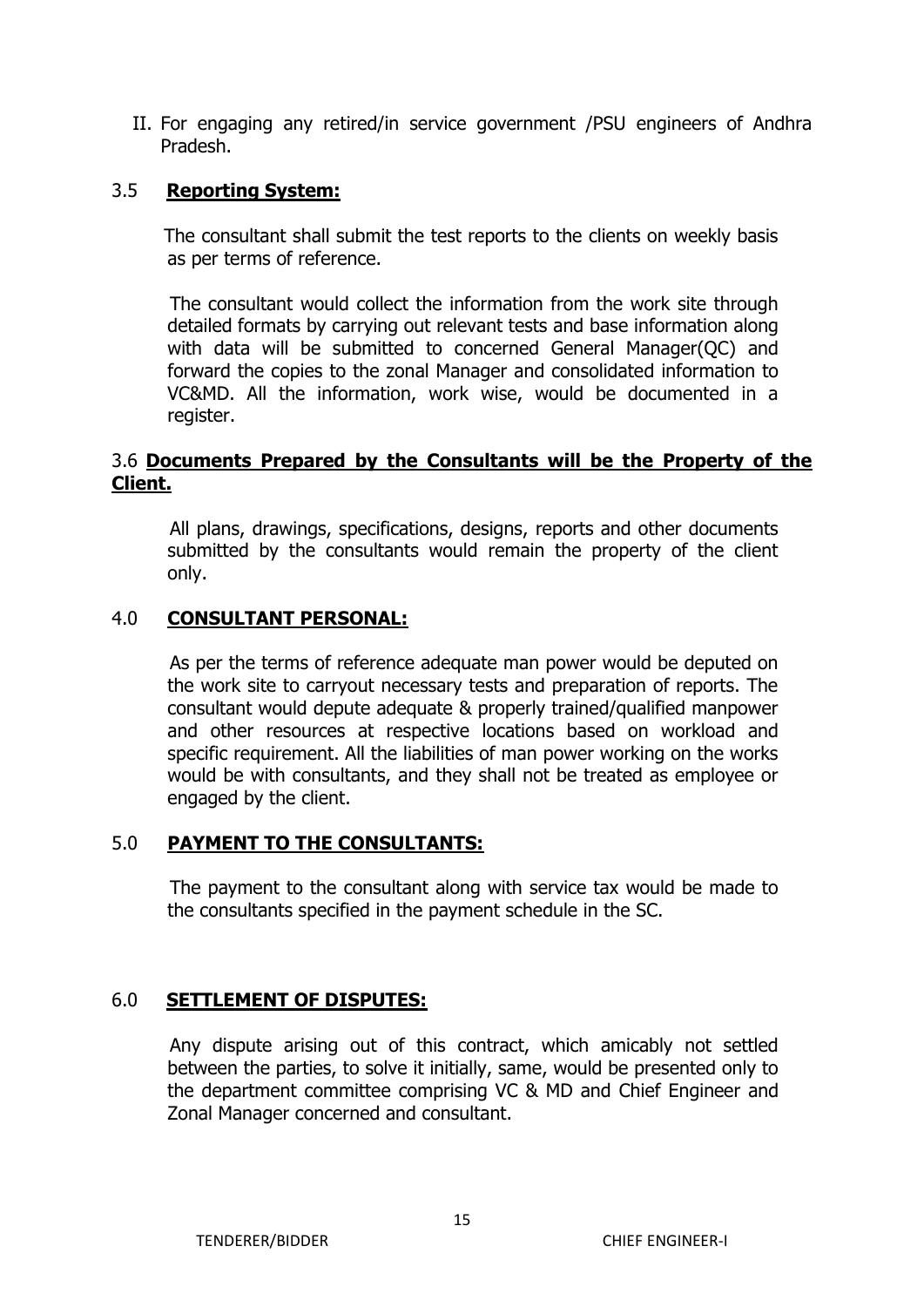II. For engaging any retired/in service government /PSU engineers of Andhra Pradesh.

### 3.5 **Reporting System:**

The consultant shall submit the test reports to the clients on weekly basis as per terms of reference.

The consultant would collect the information from the work site through detailed formats by carrying out relevant tests and base information along with data will be submitted to concerned General Manager(QC) and forward the copies to the zonal Manager and consolidated information to VC&MD. All the information, work wise, would be documented in a register.

### 3.6 **Documents Prepared by the Consultants will be the Property of the Client.**

All plans, drawings, specifications, designs, reports and other documents submitted by the consultants would remain the property of the client only.

## 4.0 **CONSULTANT PERSONAL:**

As per the terms of reference adequate man power would be deputed on the work site to carryout necessary tests and preparation of reports. The consultant would depute adequate & properly trained/qualified manpower and other resources at respective locations based on workload and specific requirement. All the liabilities of man power working on the works would be with consultants, and they shall not be treated as employee or engaged by the client.

## 5.0 **PAYMENT TO THE CONSULTANTS:**

The payment to the consultant along with service tax would be made to the consultants specified in the payment schedule in the SC.

## 6.0 **SETTLEMENT OF DISPUTES:**

Any dispute arising out of this contract, which amicably not settled between the parties, to solve it initially, same, would be presented only to the department committee comprising VC & MD and Chief Engineer and Zonal Manager concerned and consultant.

TENDERER/BIDDER CHIEF ENGINEER-I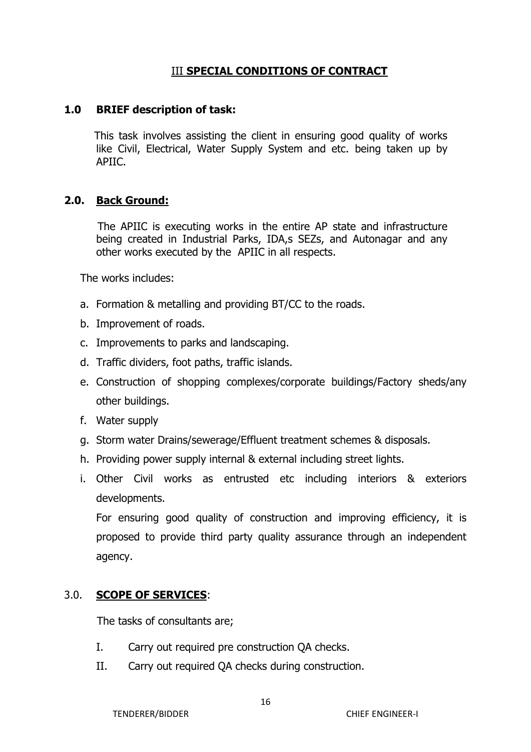## III **SPECIAL CONDITIONS OF CONTRACT**

### 1.0 BRIEF description of task:

This task involves assisting the client in ensuring good quality of works like Civil, Electrical, Water Supply System and etc. being taken up by APIIC.

### 2.0. Back Ground:

The APIIC is executing works in the entire AP state and infrastructure being created in Industrial Parks, IDA,s SEZs, and Autonagar and any other works executed by the APIIC in all respects.

The works includes:

a. Formation & metalling and providing BT/CC to the roads.
b. Improvement of roads.
c. Improvements to parks and landscaping.
d. Traffic dividers, foot paths, traffic islands.
e. Construction of shopping complexes/corporate buildings/Factory sheds/any other buildings.
f. Water supply
g. Storm water Drains/sewerage/Effluent treatment schemes & disposals.
h. Providing power supply internal & external including street lights.
i. Other Civil works as entrusted etc including interiors & exteriors developments.

   For ensuring good quality of construction and improving efficiency, it is proposed to provide third party quality assurance through an independent agency.

### 3.0. **SCOPE OF SERVICES**:

The tasks of consultants are;

I. Carry out required pre construction QA checks.
II. Carry out required QA checks during construction.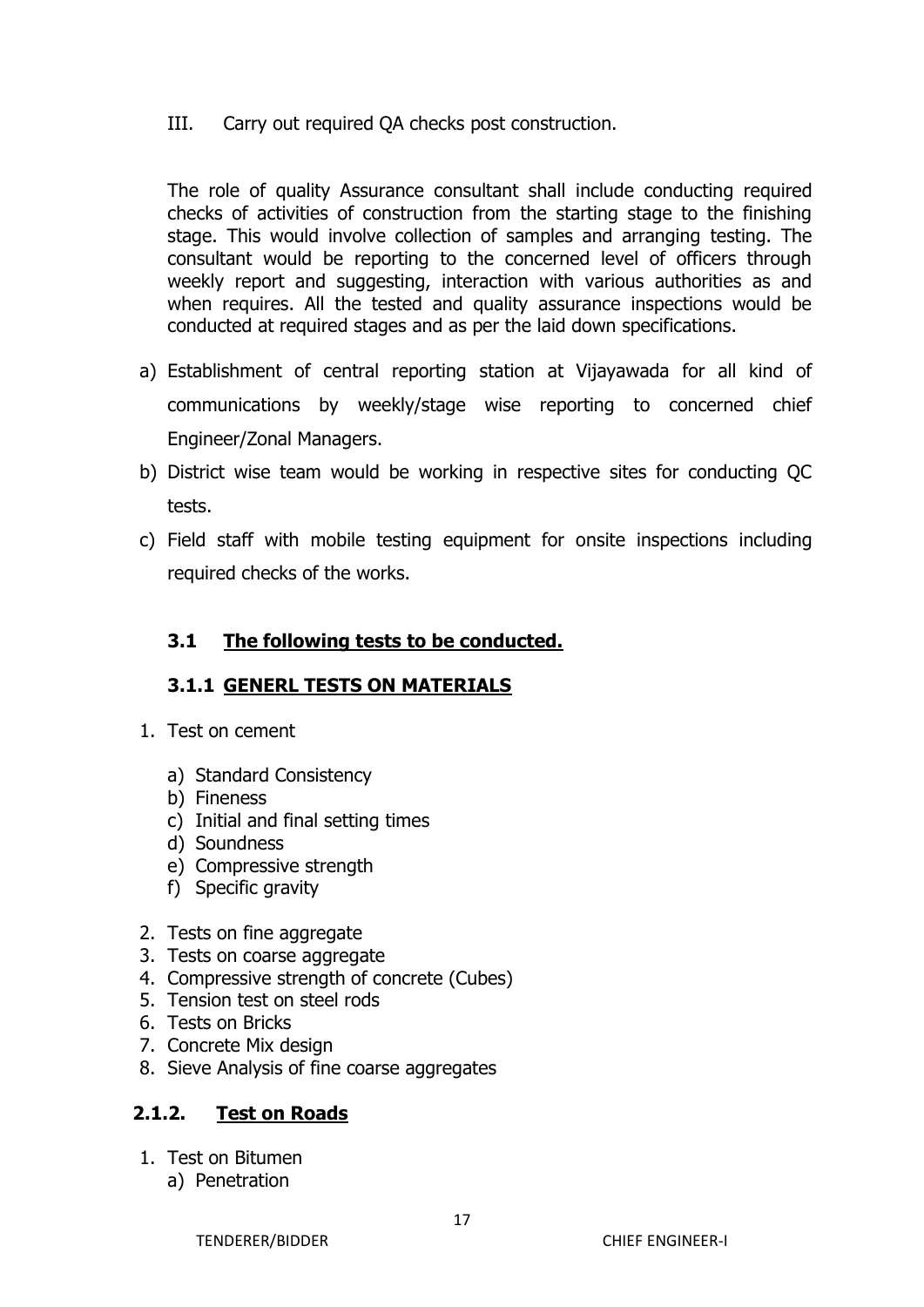III. Carry out required QA checks post construction.

The role of quality Assurance consultant shall include conducting required checks of activities of construction from the starting stage to the finishing stage. This would involve collection of samples and arranging testing. The consultant would be reporting to the concerned level of officers through weekly report and suggesting, interaction with various authorities as and when requires. All the tested and quality assurance inspections would be conducted at required stages and as per the laid down specifications.

a) Establishment of central reporting station at Vijayawada for all kind of communications by weekly/stage wise reporting to concerned chief Engineer/Zonal Managers.
b) District wise team would be working in respective sites for conducting QC tests.
c) Field staff with mobile testing equipment for onsite inspections including required checks of the works.

### 3.1 The following tests to be conducted.

#### 3.1.1 GENERL TESTS ON MATERIALS

1. Test on cement
   a) Standard Consistency
   b) Fineness
   c) Initial and final setting times
   d) Soundness
   e) Compressive strength
   f) Specific gravity
2. Tests on fine aggregate
3. Tests on coarse aggregate
4. Compressive strength of concrete (Cubes)
5. Tension test on steel rods
6. Tests on Bricks
7. Concrete Mix design
8. Sieve Analysis of fine coarse aggregates

### 2.1.2. Test on Roads

1. Test on Bitumen
   a) Penetration

TENDERER/BIDDER CHIEF ENGINEER-I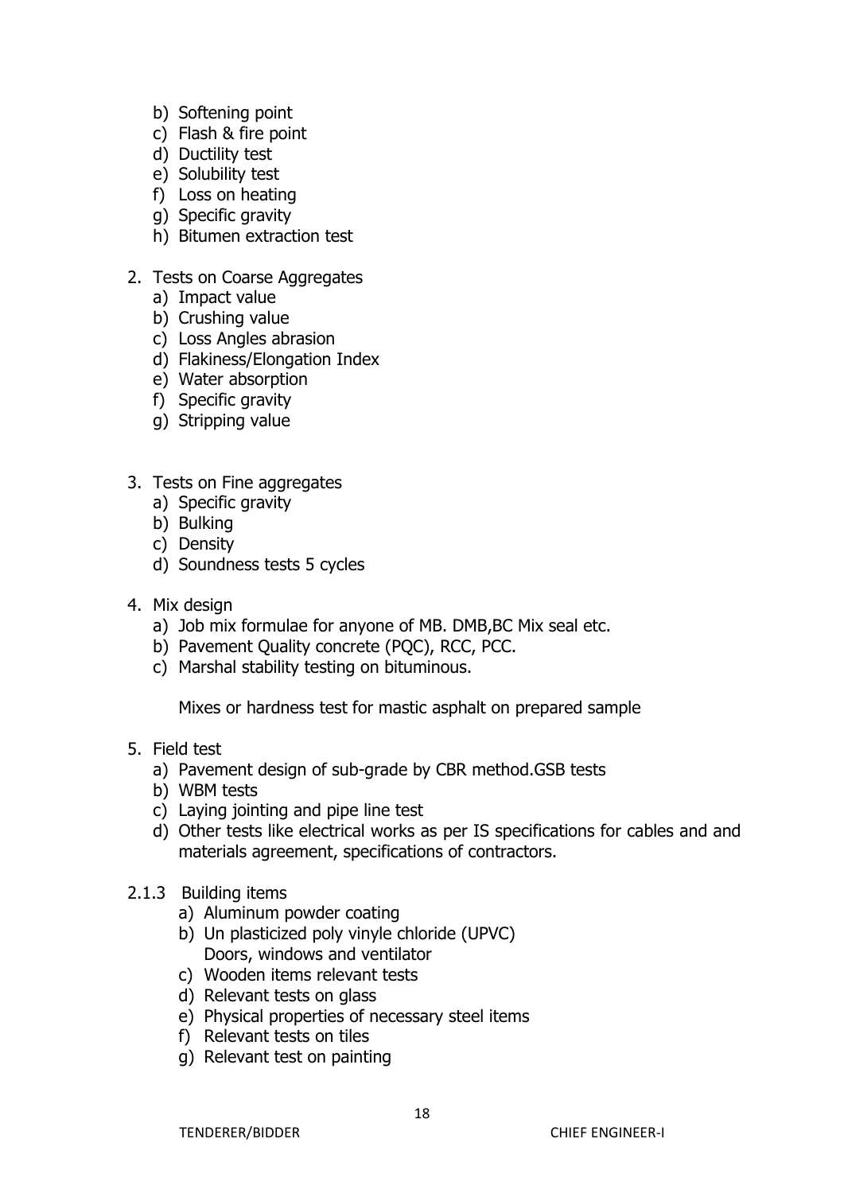b) Softening point
c) Flash & fire point
d) Ductility test
e) Solubility test
f) Loss on heating
g) Specific gravity
h) Bitumen extraction test

2. Tests on Coarse Aggregates
   a) Impact value
   b) Crushing value
   c) Loss Angles abrasion
   d) Flakiness/Elongation Index
   e) Water absorption
   f) Specific gravity
   g) Stripping value

3. Tests on Fine aggregates
   a) Specific gravity
   b) Bulking
   c) Density
   d) Soundness tests 5 cycles

4. Mix design
   a) Job mix formulae for anyone of MB. DMB,BC Mix seal etc.
   b) Pavement Quality concrete (PQC), RCC, PCC.
   c) Marshal stability testing on bituminous.

   Mixes or hardness test for mastic asphalt on prepared sample

5. Field test
   a) Pavement design of sub-grade by CBR method.GSB tests
   b) WBM tests
   c) Laying jointing and pipe line test
   d) Other tests like electrical works as per IS specifications for cables and and materials agreement, specifications of contractors.

2.1.3 Building items
   a) Aluminum powder coating
   b) Un plasticized poly vinyle chloride (UPVC) Doors, windows and ventilator
   c) Wooden items relevant tests
   d) Relevant tests on glass
   e) Physical properties of necessary steel items
   f) Relevant tests on tiles
   g) Relevant test on painting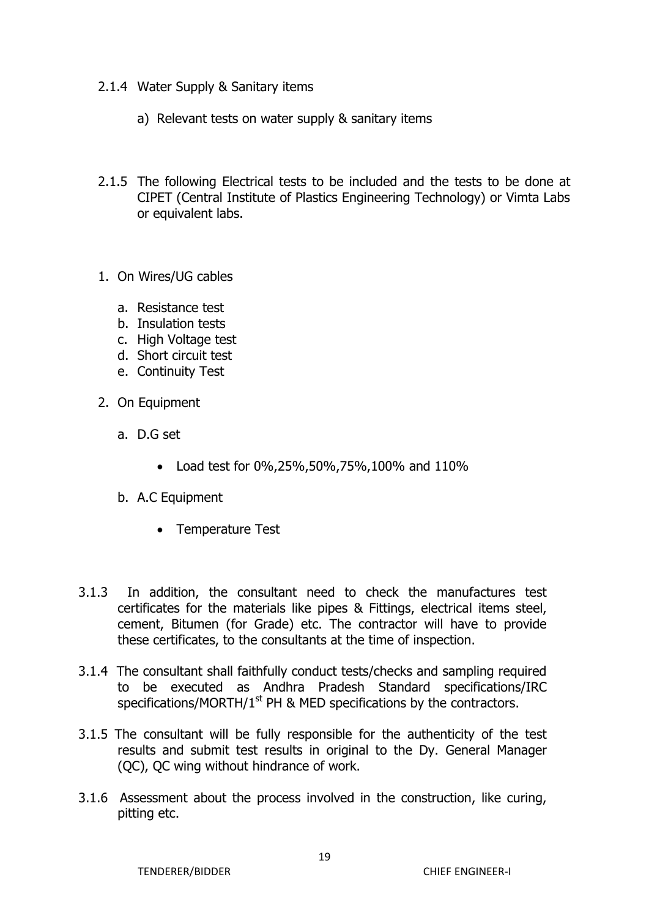2.1.4 Water Supply & Sanitary items

a) Relevant tests on water supply & sanitary items

2.1.5 The following Electrical tests to be included and the tests to be done at CIPET (Central Institute of Plastics Engineering Technology) or Vimta Labs or equivalent labs.

1. On Wires/UG cables
   a. Resistance test
   b. Insulation tests
   c. High Voltage test
   d. Short circuit test
   e. Continuity Test
2. On Equipment
   a. D.G set
      - Load test for 0%,25%,50%,75%,100% and 110%
   b. A.C Equipment
      - Temperature Test

3.1.3 In addition, the consultant need to check the manufactures test certificates for the materials like pipes & Fittings, electrical items steel, cement, Bitumen (for Grade) etc. The contractor will have to provide these certificates, to the consultants at the time of inspection.

3.1.4 The consultant shall faithfully conduct tests/checks and sampling required to be executed as Andhra Pradesh Standard specifications/IRC specifications/MORTH/1st PH & MED specifications by the contractors.

3.1.5 The consultant will be fully responsible for the authenticity of the test results and submit test results in original to the Dy. General Manager (QC), QC wing without hindrance of work.

3.1.6 Assessment about the process involved in the construction, like curing, pitting etc.

TENDERER/BIDDER CHIEF ENGINEER-I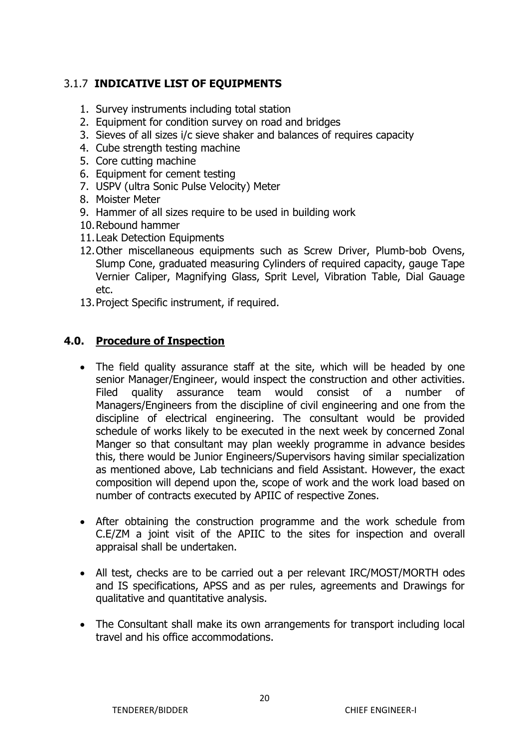### 3.1.7 **INDICATIVE LIST OF EQUIPMENTS**

1. Survey instruments including total station
2. Equipment for condition survey on road and bridges
3. Sieves of all sizes i/c sieve shaker and balances of requires capacity
4. Cube strength testing machine
5. Core cutting machine
6. Equipment for cement testing
7. USPV (ultra Sonic Pulse Velocity) Meter
8. Moister Meter
9. Hammer of all sizes require to be used in building work
10. Rebound hammer
11. Leak Detection Equipments
12. Other miscellaneous equipments such as Screw Driver, Plumb-bob Ovens, Slump Cone, graduated measuring Cylinders of required capacity, gauge Tape Vernier Caliper, Magnifying Glass, Sprit Level, Vibration Table, Dial Gauage etc.
13. Project Specific instrument, if required.

## 4.0. **Procedure of Inspection**

- The field quality assurance staff at the site, which will be headed by one senior Manager/Engineer, would inspect the construction and other activities. Filed quality assurance team would consist of a number of Managers/Engineers from the discipline of civil engineering and one from the discipline of electrical engineering. The consultant would be provided schedule of works likely to be executed in the next week by concerned Zonal Manger so that consultant may plan weekly programme in advance besides this, there would be Junior Engineers/Supervisors having similar specialization as mentioned above, Lab technicians and field Assistant. However, the exact composition will depend upon the, scope of work and the work load based on number of contracts executed by APIIC of respective Zones.

- After obtaining the construction programme and the work schedule from C.E/ZM a joint visit of the APIIC to the sites for inspection and overall appraisal shall be undertaken.

- All test, checks are to be carried out a per relevant IRC/MOST/MORTH odes and IS specifications, APSS and as per rules, agreements and Drawings for qualitative and quantitative analysis.

- The Consultant shall make its own arrangements for transport including local travel and his office accommodations.

TENDERER/BIDDER CHIEF ENGINEER-I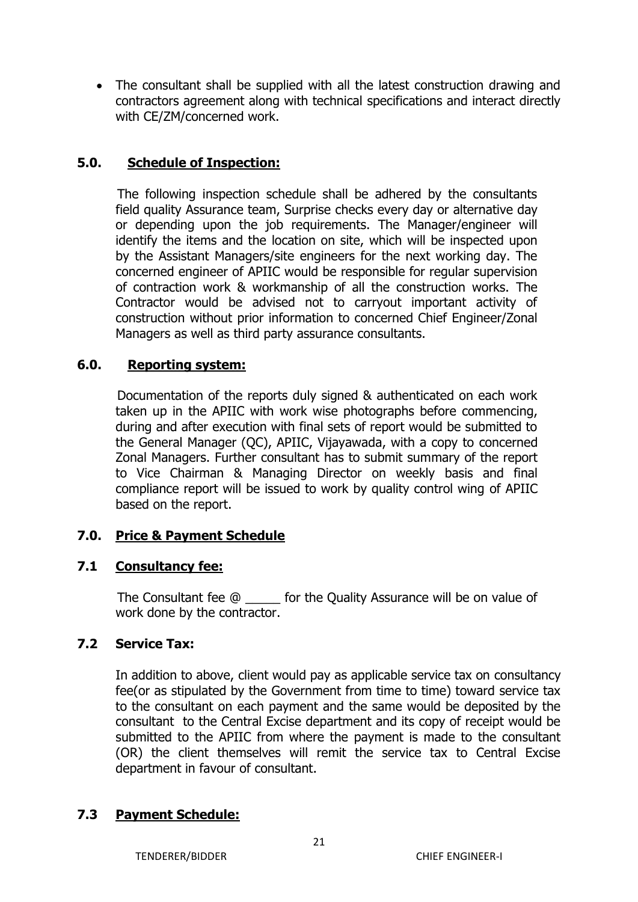- The consultant shall be supplied with all the latest construction drawing and contractors agreement along with technical specifications and interact directly with CE/ZM/concerned work.

## 5.0. Schedule of Inspection:

The following inspection schedule shall be adhered by the consultants field quality Assurance team, Surprise checks every day or alternative day or depending upon the job requirements. The Manager/engineer will identify the items and the location on site, which will be inspected upon by the Assistant Managers/site engineers for the next working day. The concerned engineer of APIIC would be responsible for regular supervision of contraction work & workmanship of all the construction works. The Contractor would be advised not to carryout important activity of construction without prior information to concerned Chief Engineer/Zonal Managers as well as third party assurance consultants.

## 6.0. Reporting system:

Documentation of the reports duly signed & authenticated on each work taken up in the APIIC with work wise photographs before commencing, during and after execution with final sets of report would be submitted to the General Manager (QC), APIIC, Vijayawada, with a copy to concerned Zonal Managers. Further consultant has to submit summary of the report to Vice Chairman & Managing Director on weekly basis and final compliance report will be issued to work by quality control wing of APIIC based on the report.

## 7.0. Price & Payment Schedule

### 7.1 Consultancy fee:

The Consultant fee @ _____ for the Quality Assurance will be on value of work done by the contractor.

### 7.2 Service Tax:

In addition to above, client would pay as applicable service tax on consultancy fee(or as stipulated by the Government from time to time) toward service tax to the consultant on each payment and the same would be deposited by the consultant to the Central Excise department and its copy of receipt would be submitted to the APIIC from where the payment is made to the consultant (OR) the client themselves will remit the service tax to Central Excise department in favour of consultant.

### 7.3 Payment Schedule:

TENDERER/BIDDER CHIEF ENGINEER-I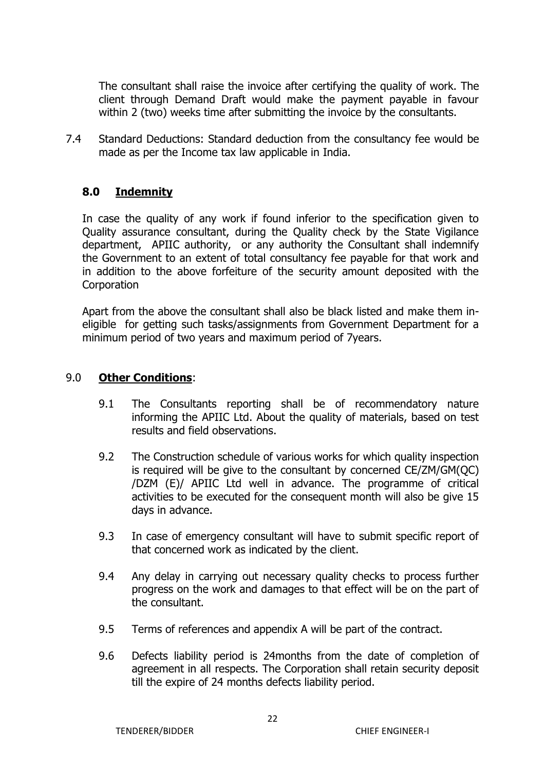The consultant shall raise the invoice after certifying the quality of work. The client through Demand Draft would make the payment payable in favour within 2 (two) weeks time after submitting the invoice by the consultants.

7.4 Standard Deductions: Standard deduction from the consultancy fee would be made as per the Income tax law applicable in India.

## 8.0 <u>Indemnity</u>

In case the quality of any work if found inferior to the specification given to Quality assurance consultant, during the Quality check by the State Vigilance department, APIIC authority, or any authority the Consultant shall indemnify the Government to an extent of total consultancy fee payable for that work and in addition to the above forfeiture of the security amount deposited with the Corporation

Apart from the above the consultant shall also be black listed and make them in-eligible for getting such tasks/assignments from Government Department for a minimum period of two years and maximum period of 7years.

## 9.0 <u>Other Conditions</u>:

9.1 The Consultants reporting shall be of recommendatory nature informing the APIIC Ltd. About the quality of materials, based on test results and field observations.

9.2 The Construction schedule of various works for which quality inspection is required will be give to the consultant by concerned CE/ZM/GM(QC) /DZM (E)/ APIIC Ltd well in advance. The programme of critical activities to be executed for the consequent month will also be give 15 days in advance.

9.3 In case of emergency consultant will have to submit specific report of that concerned work as indicated by the client.

9.4 Any delay in carrying out necessary quality checks to process further progress on the work and damages to that effect will be on the part of the consultant.

9.5 Terms of references and appendix A will be part of the contract.

9.6 Defects liability period is 24months from the date of completion of agreement in all respects. The Corporation shall retain security deposit till the expire of 24 months defects liability period.

TENDERER/BIDDER CHIEF ENGINEER-I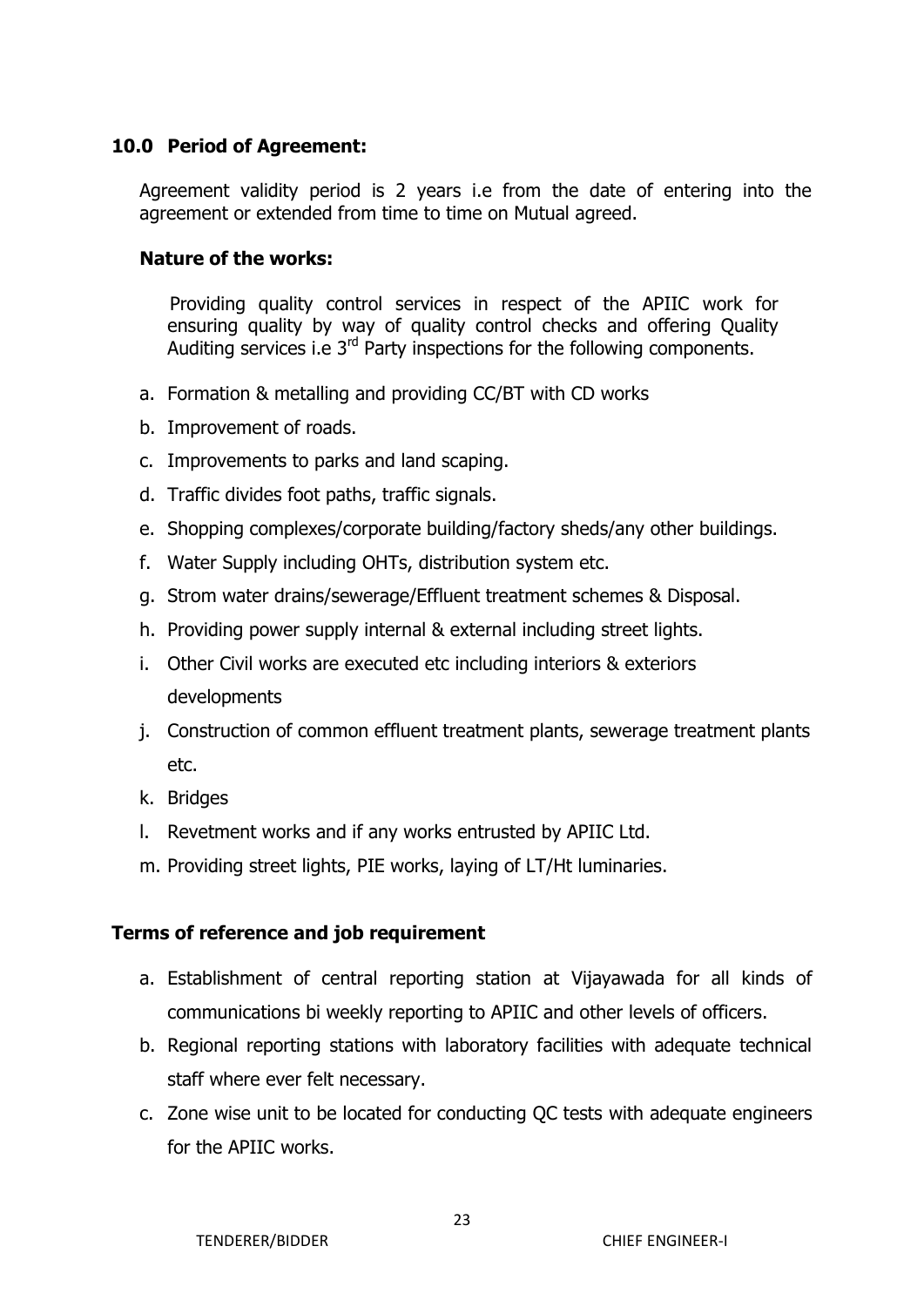## 10.0 Period of Agreement:

Agreement validity period is 2 years i.e from the date of entering into the agreement or extended from time to time on Mutual agreed.

### Nature of the works:

Providing quality control services in respect of the APIIC work for ensuring quality by way of quality control checks and offering Quality Auditing services i.e 3rd Party inspections for the following components.

a. Formation & metalling and providing CC/BT with CD works
b. Improvement of roads.
c. Improvements to parks and land scaping.
d. Traffic divides foot paths, traffic signals.
e. Shopping complexes/corporate building/factory sheds/any other buildings.
f. Water Supply including OHTs, distribution system etc.
g. Strom water drains/sewerage/Effluent treatment schemes & Disposal.
h. Providing power supply internal & external including street lights.
i. Other Civil works are executed etc including interiors & exteriors developments
j. Construction of common effluent treatment plants, sewerage treatment plants etc.
k. Bridges
l. Revetment works and if any works entrusted by APIIC Ltd.
m. Providing street lights, PIE works, laying of LT/Ht luminaries.

### Terms of reference and job requirement

a. Establishment of central reporting station at Vijayawada for all kinds of communications bi weekly reporting to APIIC and other levels of officers.
b. Regional reporting stations with laboratory facilities with adequate technical staff where ever felt necessary.
c. Zone wise unit to be located for conducting QC tests with adequate engineers for the APIIC works.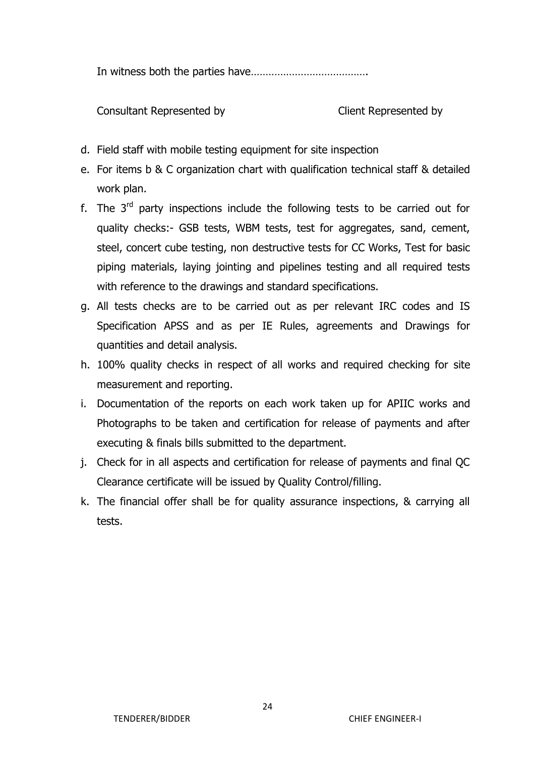In witness both the parties have………………………………….

Consultant Represented by                                  Client Represented by

d. Field staff with mobile testing equipment for site inspection
e. For items b & C organization chart with qualification technical staff & detailed work plan.
f. The 3rd party inspections include the following tests to be carried out for quality checks:- GSB tests, WBM tests, test for aggregates, sand, cement, steel, concert cube testing, non destructive tests for CC Works, Test for basic piping materials, laying jointing and pipelines testing and all required tests with reference to the drawings and standard specifications.
g. All tests checks are to be carried out as per relevant IRC codes and IS Specification APSS and as per IE Rules, agreements and Drawings for quantities and detail analysis.
h. 100% quality checks in respect of all works and required checking for site measurement and reporting.
i. Documentation of the reports on each work taken up for APIIC works and Photographs to be taken and certification for release of payments and after executing & finals bills submitted to the department.
j. Check for in all aspects and certification for release of payments and final QC Clearance certificate will be issued by Quality Control/filling.
k. The financial offer shall be for quality assurance inspections, & carrying all tests.

TENDERER/BIDDER                                                                                   CHIEF ENGINEER-I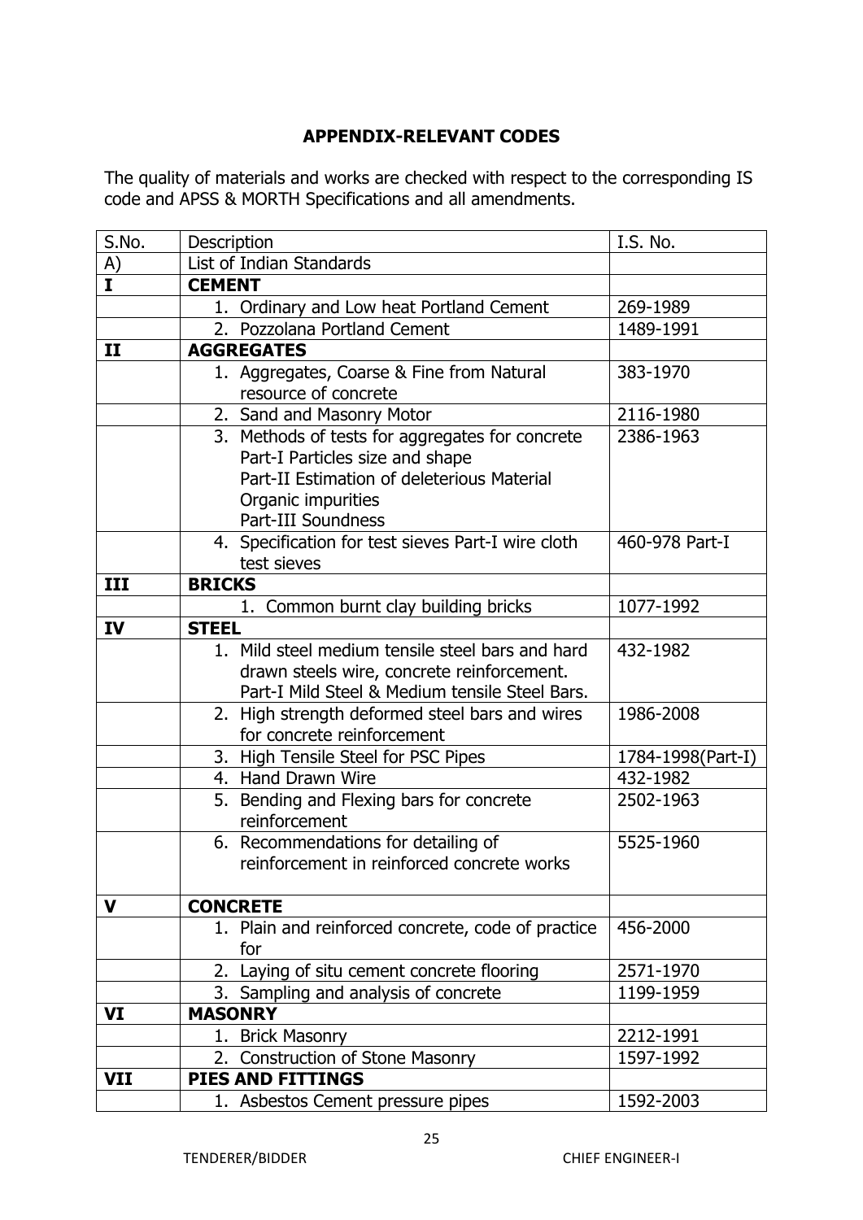## APPENDIX-RELEVANT CODES

The quality of materials and works are checked with respect to the corresponding IS code and APSS & MORTH Specifications and all amendments.

| S.No. | Description | I.S. No. |
|---|---|---|
| A) | List of Indian Standards | |
| **I** | **CEMENT** | |
| | 1. Ordinary and Low heat Portland Cement | 269-1989 |
| | 2. Pozzolana Portland Cement | 1489-1991 |
| **II** | **AGGREGATES** | |
| | 1. Aggregates, Coarse & Fine from Natural resource of concrete | 383-1970 |
| | 2. Sand and Masonry Motor | 2116-1980 |
| | 3. Methods of tests for aggregates for concrete<br>Part-I Particles size and shape<br>Part-II Estimation of deleterious Material Organic impurities<br>Part-III Soundness | 2386-1963 |
| | 4. Specification for test sieves Part-I wire cloth test sieves | 460-978 Part-I |
| **III** | **BRICKS** | |
| | 1. Common burnt clay building bricks | 1077-1992 |
| **IV** | **STEEL** | |
| | 1. Mild steel medium tensile steel bars and hard drawn steels wire, concrete reinforcement. Part-I Mild Steel & Medium tensile Steel Bars. | 432-1982 |
| | 2. High strength deformed steel bars and wires for concrete reinforcement | 1986-2008 |
| | 3. High Tensile Steel for PSC Pipes | 1784-1998(Part-I) |
| | 4. Hand Drawn Wire | 432-1982 |
| | 5. Bending and Flexing bars for concrete reinforcement | 2502-1963 |
| | 6. Recommendations for detailing of reinforcement in reinforced concrete works | 5525-1960 |
| **V** | **CONCRETE** | |
| | 1. Plain and reinforced concrete, code of practice for | 456-2000 |
| | 2. Laying of situ cement concrete flooring | 2571-1970 |
| | 3. Sampling and analysis of concrete | 1199-1959 |
| **VI** | **MASONRY** | |
| | 1. Brick Masonry | 2212-1991 |
| | 2. Construction of Stone Masonry | 1597-1992 |
| **VII** | **PIES AND FITTINGS** | |
| | 1. Asbestos Cement pressure pipes | 1592-2003 |

TENDERER/BIDDER CHIEF ENGINEER-I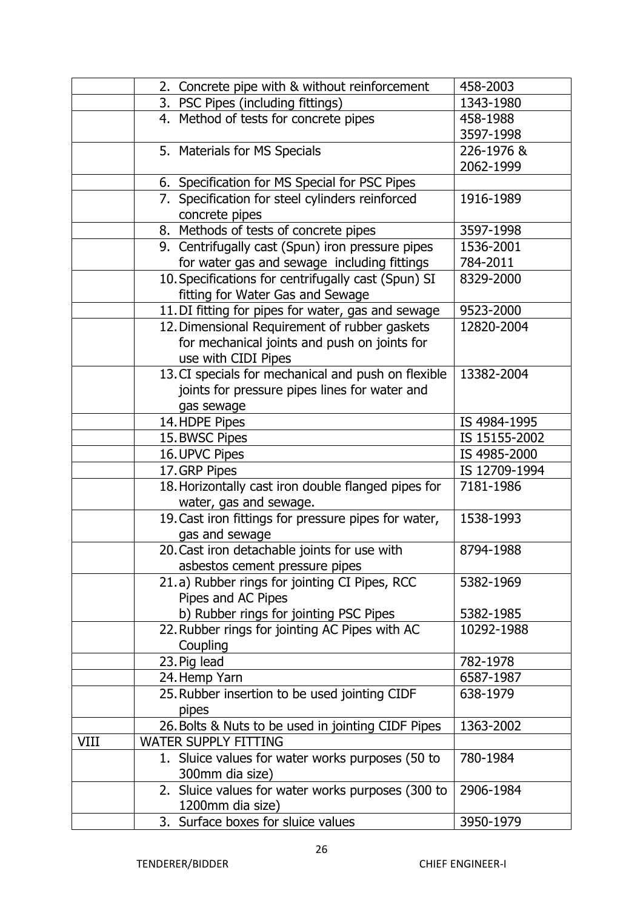| | | |
|---|---|---|
| | 2. Concrete pipe with & without reinforcement | 458-2003 |
| | 3. PSC Pipes (including fittings) | 1343-1980 |
| | 4. Method of tests for concrete pipes | 458-1988<br>3597-1998 |
| | 5. Materials for MS Specials | 226-1976 &<br>2062-1999 |
| | 6. Specification for MS Special for PSC Pipes | |
| | 7. Specification for steel cylinders reinforced concrete pipes | 1916-1989 |
| | 8. Methods of tests of concrete pipes | 3597-1998 |
| | 9. Centrifugally cast (Spun) iron pressure pipes for water gas and sewage including fittings | 1536-2001<br>784-2011 |
| | 10. Specifications for centrifugally cast (Spun) SI fitting for Water Gas and Sewage | 8329-2000 |
| | 11. DI fitting for pipes for water, gas and sewage | 9523-2000 |
| | 12. Dimensional Requirement of rubber gaskets for mechanical joints and push on joints for use with CIDI Pipes | 12820-2004 |
| | 13. CI specials for mechanical and push on flexible joints for pressure pipes lines for water and gas sewage | 13382-2004 |
| | 14. HDPE Pipes | IS 4984-1995 |
| | 15. BWSC Pipes | IS 15155-2002 |
| | 16. UPVC Pipes | IS 4985-2000 |
| | 17. GRP Pipes | IS 12709-1994 |
| | 18. Horizontally cast iron double flanged pipes for water, gas and sewage. | 7181-1986 |
| | 19. Cast iron fittings for pressure pipes for water, gas and sewage | 1538-1993 |
| | 20. Cast iron detachable joints for use with asbestos cement pressure pipes | 8794-1988 |
| | 21. a) Rubber rings for jointing CI Pipes, RCC Pipes and AC Pipes<br>b) Rubber rings for jointing PSC Pipes | 5382-1969<br><br>5382-1985 |
| | 22. Rubber rings for jointing AC Pipes with AC Coupling | 10292-1988 |
| | 23. Pig lead | 782-1978 |
| | 24. Hemp Yarn | 6587-1987 |
| | 25. Rubber insertion to be used jointing CIDF pipes | 638-1979 |
| | 26. Bolts & Nuts to be used in jointing CIDF Pipes | 1363-2002 |
| VIII | WATER SUPPLY FITTING | |
| | 1. Sluice values for water works purposes (50 to 300mm dia size) | 780-1984 |
| | 2. Sluice values for water works purposes (300 to 1200mm dia size) | 2906-1984 |
| | 3. Surface boxes for sluice values | 3950-1979 |

TENDERER/BIDDER CHIEF ENGINEER-I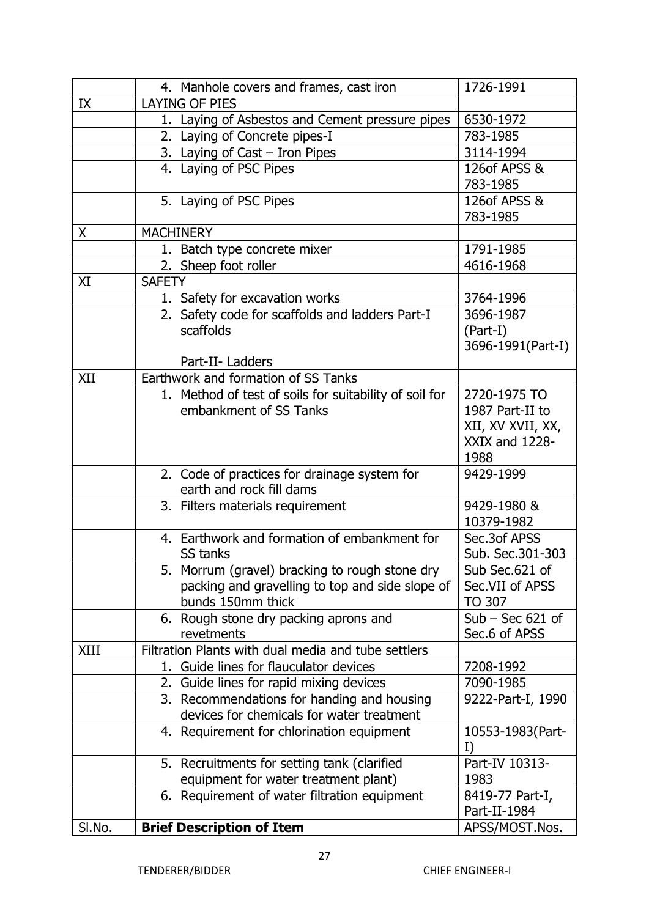| | 4. Manhole covers and frames, cast iron | 1726-1991 |
|---|---|---|
| IX | LAYING OF PIES | |
| | 1. Laying of Asbestos and Cement pressure pipes | 6530-1972 |
| | 2. Laying of Concrete pipes-I | 783-1985 |
| | 3. Laying of Cast – Iron Pipes | 3114-1994 |
| | 4. Laying of PSC Pipes | 126of APSS & 783-1985 |
| | 5. Laying of PSC Pipes | 126of APSS & 783-1985 |
| X | MACHINERY | |
| | 1. Batch type concrete mixer | 1791-1985 |
| | 2. Sheep foot roller | 4616-1968 |
| XI | SAFETY | |
| | 1. Safety for excavation works | 3764-1996 |
| | 2. Safety code for scaffolds and ladders Part-I scaffolds<br><br>Part-II- Ladders | 3696-1987 (Part-I)<br>3696-1991(Part-I) |
| XII | Earthwork and formation of SS Tanks | |
| | 1. Method of test of soils for suitability of soil for embankment of SS Tanks | 2720-1975 TO 1987 Part-II to XII, XV XVII, XX, XXIX and 1228-1988 |
| | 2. Code of practices for drainage system for earth and rock fill dams | 9429-1999 |
| | 3. Filters materials requirement | 9429-1980 & 10379-1982 |
| | 4. Earthwork and formation of embankment for SS tanks | Sec.3of APSS Sub. Sec.301-303 |
| | 5. Morrum (gravel) bracking to rough stone dry packing and gravelling to top and side slope of bunds 150mm thick | Sub Sec.621 of Sec.VII of APSS TO 307 |
| | 6. Rough stone dry packing aprons and revetments | Sub – Sec 621 of Sec.6 of APSS |
| XIII | Filtration Plants with dual media and tube settlers | |
| | 1. Guide lines for flauculator devices | 7208-1992 |
| | 2. Guide lines for rapid mixing devices | 7090-1985 |
| | 3. Recommendations for handing and housing devices for chemicals for water treatment | 9222-Part-I, 1990 |
| | 4. Requirement for chlorination equipment | 10553-1983(Part-I) |
| | 5. Recruitments for setting tank (clarified equipment for water treatment plant) | Part-IV 10313-1983 |
| | 6. Requirement of water filtration equipment | 8419-77 Part-I, Part-II-1984 |
| Sl.No. | **Brief Description of Item** | APSS/MOST.Nos. |

TENDERER/BIDDER CHIEF ENGINEER-I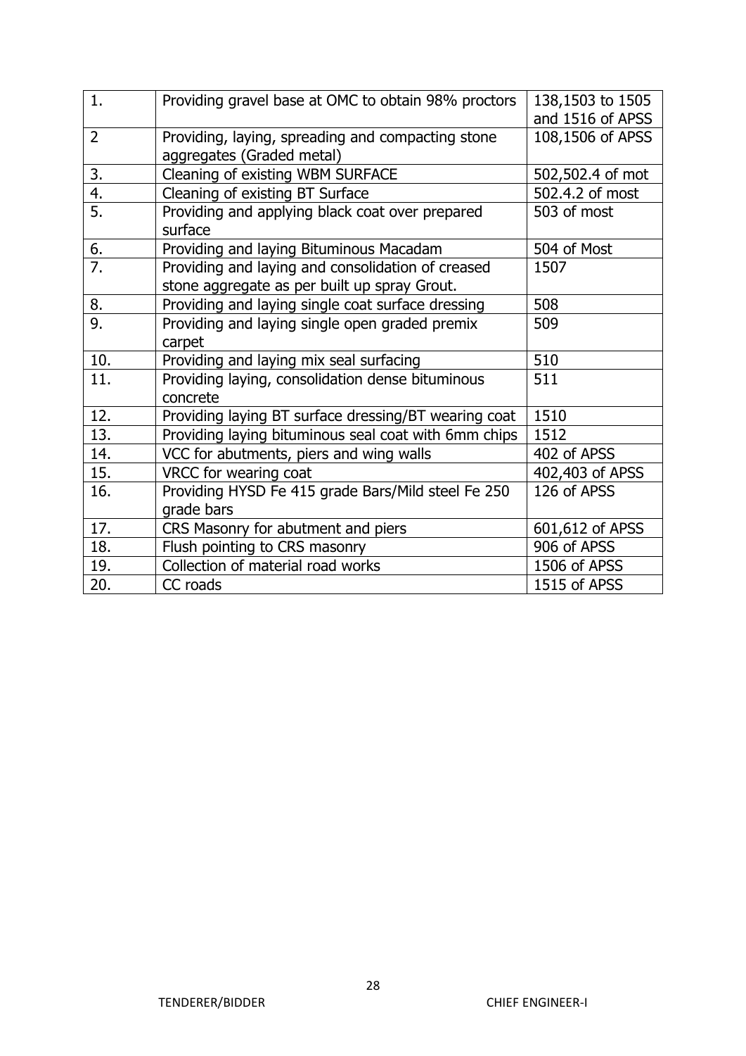| 1. | Providing gravel base at OMC to obtain 98% proctors | 138,1503 to 1505 and 1516 of APSS |
|---|---|---|
| 2 | Providing, laying, spreading and compacting stone aggregates (Graded metal) | 108,1506 of APSS |
| 3. | Cleaning of existing WBM SURFACE | 502,502.4 of mot |
| 4. | Cleaning of existing BT Surface | 502.4.2 of most |
| 5. | Providing and applying black coat over prepared surface | 503 of most |
| 6. | Providing and laying Bituminous Macadam | 504 of Most |
| 7. | Providing and laying and consolidation of creased stone aggregate as per built up spray Grout. | 1507 |
| 8. | Providing and laying single coat surface dressing | 508 |
| 9. | Providing and laying single open graded premix carpet | 509 |
| 10. | Providing and laying mix seal surfacing | 510 |
| 11. | Providing laying, consolidation dense bituminous concrete | 511 |
| 12. | Providing laying BT surface dressing/BT wearing coat | 1510 |
| 13. | Providing laying bituminous seal coat with 6mm chips | 1512 |
| 14. | VCC for abutments, piers and wing walls | 402 of APSS |
| 15. | VRCC for wearing coat | 402,403 of APSS |
| 16. | Providing HYSD Fe 415 grade Bars/Mild steel Fe 250 grade bars | 126 of APSS |
| 17. | CRS Masonry for abutment and piers | 601,612 of APSS |
| 18. | Flush pointing to CRS masonry | 906 of APSS |
| 19. | Collection of material road works | 1506 of APSS |
| 20. | CC roads | 1515 of APSS |

TENDERER/BIDDER CHIEF ENGINEER-I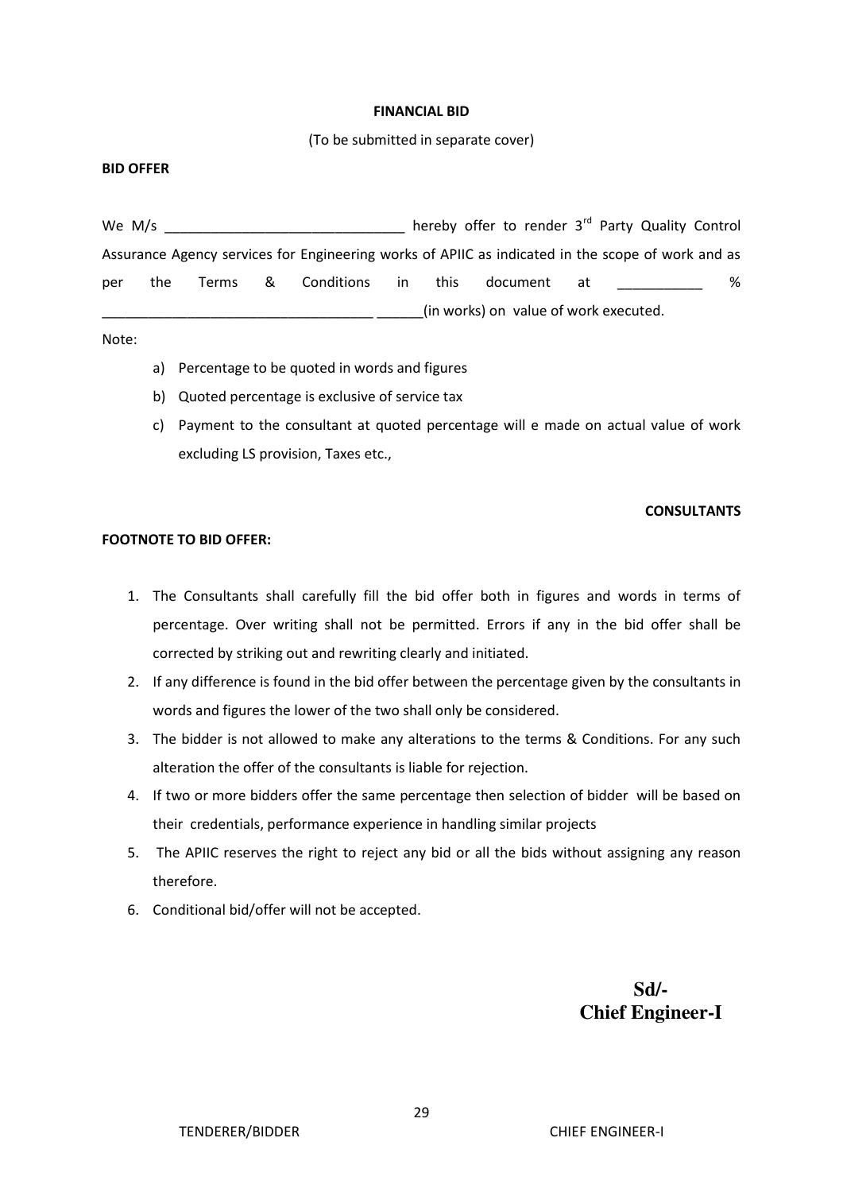**FINANCIAL BID**

(To be submitted in separate cover)

**BID OFFER**

We M/s ______________________________ hereby offer to render 3rd Party Quality Control Assurance Agency services for Engineering works of APIIC as indicated in the scope of work and as per the Terms & Conditions in this document at ___________ % __________________________________ ______(in works) on value of work executed.

Note:

a) Percentage to be quoted in words and figures
b) Quoted percentage is exclusive of service tax
c) Payment to the consultant at quoted percentage will e made on actual value of work excluding LS provision, Taxes etc.,

**CONSULTANTS**

**FOOTNOTE TO BID OFFER:**

1. The Consultants shall carefully fill the bid offer both in figures and words in terms of percentage. Over writing shall not be permitted. Errors if any in the bid offer shall be corrected by striking out and rewriting clearly and initiated.
2. If any difference is found in the bid offer between the percentage given by the consultants in words and figures the lower of the two shall only be considered.
3. The bidder is not allowed to make any alterations to the terms & Conditions. For any such alteration the offer of the consultants is liable for rejection.
4. If two or more bidders offer the same percentage then selection of bidder will be based on their credentials, performance experience in handling similar projects
5. The APIIC reserves the right to reject any bid or all the bids without assigning any reason therefore.
6. Conditional bid/offer will not be accepted.

**Sd/-**
**Chief Engineer-I**

TENDERER/BIDDER CHIEF ENGINEER-I